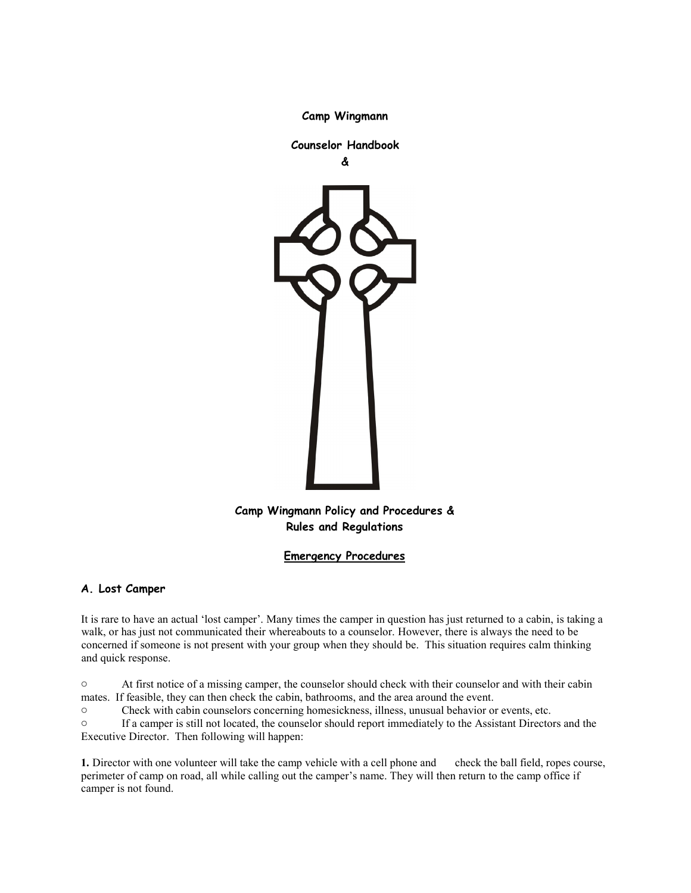**Camp Wingmann**

**Counselor Handbook**

**&**

**Camp Wingmann Policy and Procedures &**
**Rules and Regulations**

## Emergency Procedures

### A. Lost Camper

It is rare to have an actual 'lost camper'. Many times the camper in question has just returned to a cabin, is taking a walk, or has just not communicated their whereabouts to a counselor. However, there is always the need to be concerned if someone is not present with your group when they should be. This situation requires calm thinking and quick response.

- At first notice of a missing camper, the counselor should check with their counselor and with their cabin mates. If feasible, they can then check the cabin, bathrooms, and the area around the event.
- Check with cabin counselors concerning homesickness, illness, unusual behavior or events, etc.
- If a camper is still not located, the counselor should report immediately to the Assistant Directors and the Executive Director. Then following will happen:

**1.** Director with one volunteer will take the camp vehicle with a cell phone and check the ball field, ropes course, perimeter of camp on road, all while calling out the camper's name. They will then return to the camp office if camper is not found.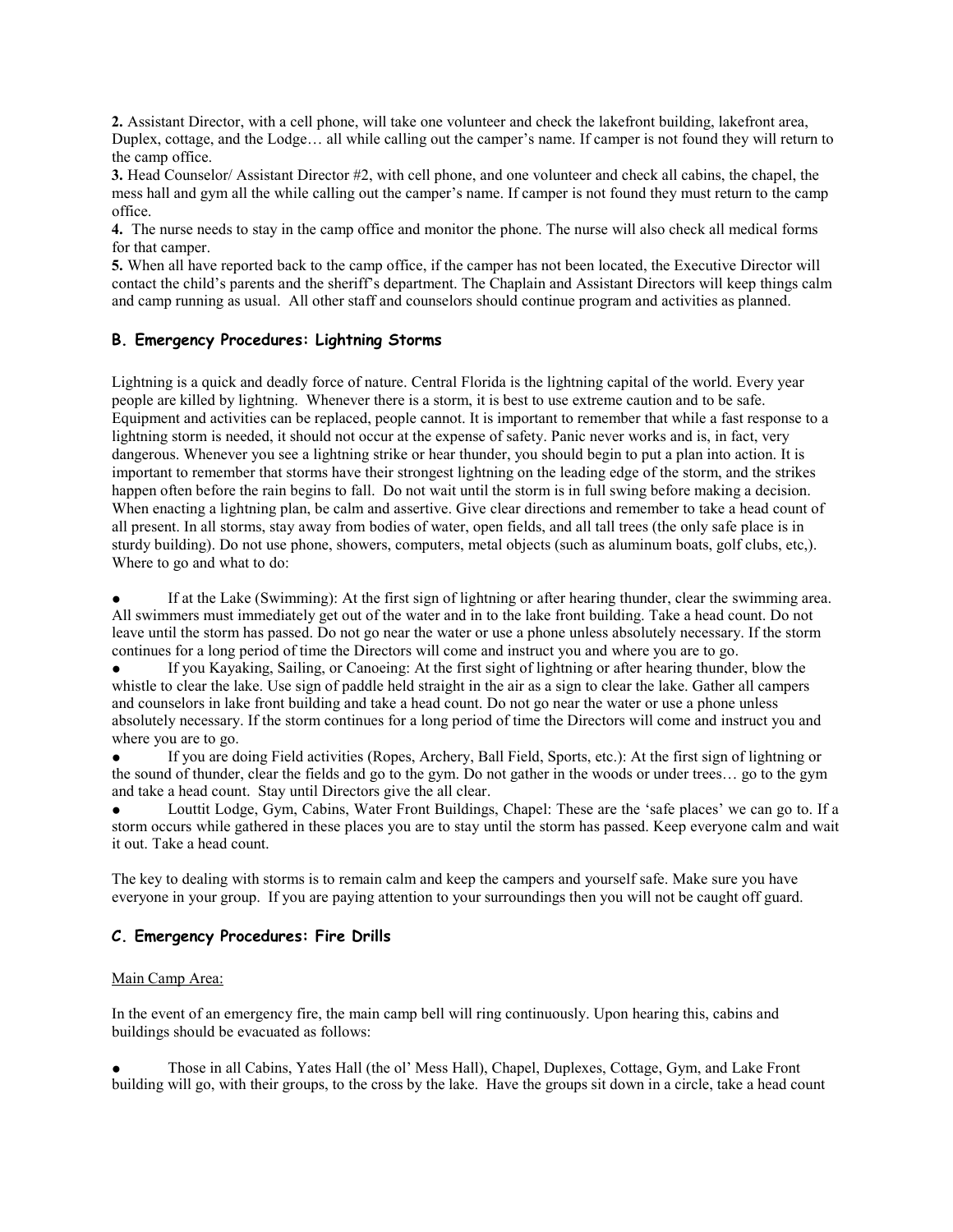**2.** Assistant Director, with a cell phone, will take one volunteer and check the lakefront building, lakefront area, Duplex, cottage, and the Lodge… all while calling out the camper's name. If camper is not found they will return to the camp office.

**3.** Head Counselor/ Assistant Director #2, with cell phone, and one volunteer and check all cabins, the chapel, the mess hall and gym all the while calling out the camper's name. If camper is not found they must return to the camp office.

**4.** The nurse needs to stay in the camp office and monitor the phone. The nurse will also check all medical forms for that camper.

**5.** When all have reported back to the camp office, if the camper has not been located, the Executive Director will contact the child's parents and the sheriff's department. The Chaplain and Assistant Directors will keep things calm and camp running as usual. All other staff and counselors should continue program and activities as planned.

### B. Emergency Procedures: Lightning Storms

Lightning is a quick and deadly force of nature. Central Florida is the lightning capital of the world. Every year people are killed by lightning. Whenever there is a storm, it is best to use extreme caution and to be safe. Equipment and activities can be replaced, people cannot. It is important to remember that while a fast response to a lightning storm is needed, it should not occur at the expense of safety. Panic never works and is, in fact, very dangerous. Whenever you see a lightning strike or hear thunder, you should begin to put a plan into action. It is important to remember that storms have their strongest lightning on the leading edge of the storm, and the strikes happen often before the rain begins to fall. Do not wait until the storm is in full swing before making a decision. When enacting a lightning plan, be calm and assertive. Give clear directions and remember to take a head count of all present. In all storms, stay away from bodies of water, open fields, and all tall trees (the only safe place is in sturdy building). Do not use phone, showers, computers, metal objects (such as aluminum boats, golf clubs, etc,). Where to go and what to do:

- If at the Lake (Swimming): At the first sign of lightning or after hearing thunder, clear the swimming area. All swimmers must immediately get out of the water and in to the lake front building. Take a head count. Do not leave until the storm has passed. Do not go near the water or use a phone unless absolutely necessary. If the storm continues for a long period of time the Directors will come and instruct you and where you are to go.
- If you Kayaking, Sailing, or Canoeing: At the first sight of lightning or after hearing thunder, blow the whistle to clear the lake. Use sign of paddle held straight in the air as a sign to clear the lake. Gather all campers and counselors in lake front building and take a head count. Do not go near the water or use a phone unless absolutely necessary. If the storm continues for a long period of time the Directors will come and instruct you and where you are to go.
- If you are doing Field activities (Ropes, Archery, Ball Field, Sports, etc.): At the first sign of lightning or the sound of thunder, clear the fields and go to the gym. Do not gather in the woods or under trees… go to the gym and take a head count. Stay until Directors give the all clear.
- Louttit Lodge, Gym, Cabins, Water Front Buildings, Chapel: These are the 'safe places' we can go to. If a storm occurs while gathered in these places you are to stay until the storm has passed. Keep everyone calm and wait it out. Take a head count.

The key to dealing with storms is to remain calm and keep the campers and yourself safe. Make sure you have everyone in your group. If you are paying attention to your surroundings then you will not be caught off guard.

### C. Emergency Procedures: Fire Drills

Main Camp Area:

In the event of an emergency fire, the main camp bell will ring continuously. Upon hearing this, cabins and buildings should be evacuated as follows:

- Those in all Cabins, Yates Hall (the ol' Mess Hall), Chapel, Duplexes, Cottage, Gym, and Lake Front building will go, with their groups, to the cross by the lake. Have the groups sit down in a circle, take a head count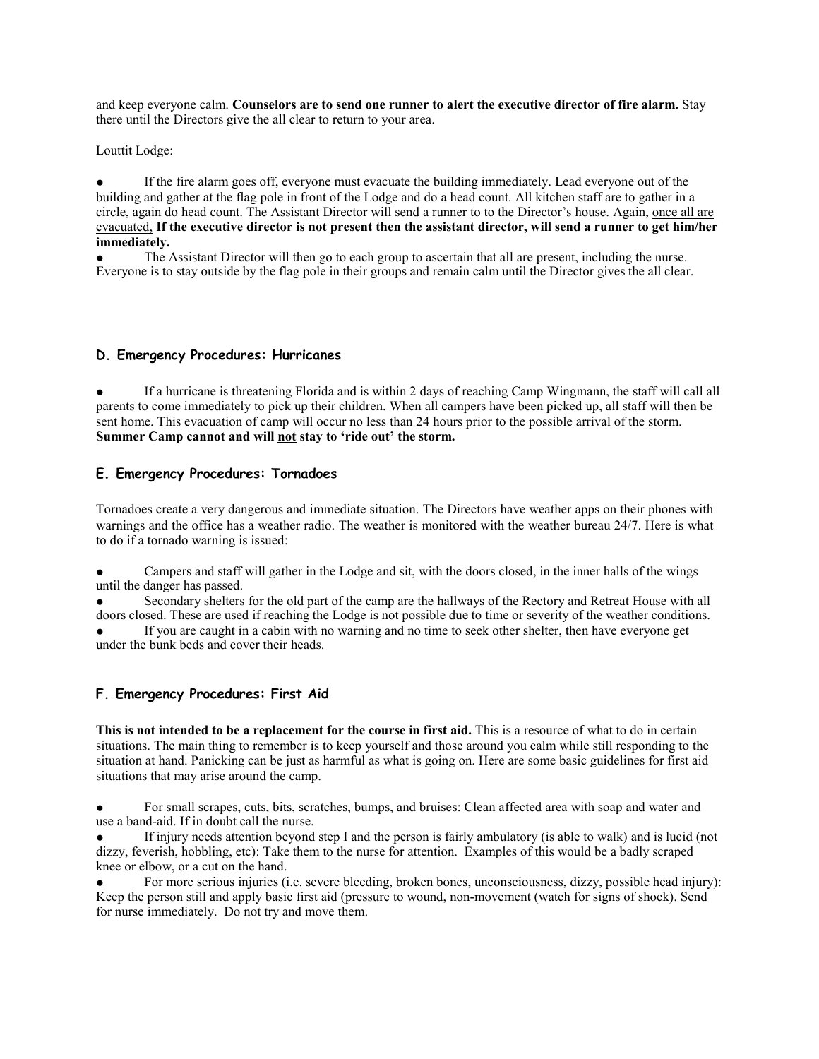and keep everyone calm. **Counselors are to send one runner to alert the executive director of fire alarm.** Stay there until the Directors give the all clear to return to your area.

Louttit Lodge:

- If the fire alarm goes off, everyone must evacuate the building immediately. Lead everyone out of the building and gather at the flag pole in front of the Lodge and do a head count. All kitchen staff are to gather in a circle, again do head count. The Assistant Director will send a runner to to the Director's house. Again, once all are evacuated, **If the executive director is not present then the assistant director, will send a runner to get him/her immediately.**
- The Assistant Director will then go to each group to ascertain that all are present, including the nurse. Everyone is to stay outside by the flag pole in their groups and remain calm until the Director gives the all clear.

### D. Emergency Procedures: Hurricanes

- If a hurricane is threatening Florida and is within 2 days of reaching Camp Wingmann, the staff will call all parents to come immediately to pick up their children. When all campers have been picked up, all staff will then be sent home. This evacuation of camp will occur no less than 24 hours prior to the possible arrival of the storm. **Summer Camp cannot and will not stay to 'ride out' the storm.**

### E. Emergency Procedures: Tornadoes

Tornadoes create a very dangerous and immediate situation. The Directors have weather apps on their phones with warnings and the office has a weather radio. The weather is monitored with the weather bureau 24/7. Here is what to do if a tornado warning is issued:

- Campers and staff will gather in the Lodge and sit, with the doors closed, in the inner halls of the wings until the danger has passed.
- Secondary shelters for the old part of the camp are the hallways of the Rectory and Retreat House with all doors closed. These are used if reaching the Lodge is not possible due to time or severity of the weather conditions.
- If you are caught in a cabin with no warning and no time to seek other shelter, then have everyone get under the bunk beds and cover their heads.

### F. Emergency Procedures: First Aid

**This is not intended to be a replacement for the course in first aid.** This is a resource of what to do in certain situations. The main thing to remember is to keep yourself and those around you calm while still responding to the situation at hand. Panicking can be just as harmful as what is going on. Here are some basic guidelines for first aid situations that may arise around the camp.

- For small scrapes, cuts, bits, scratches, bumps, and bruises: Clean affected area with soap and water and use a band-aid. If in doubt call the nurse.
- If injury needs attention beyond step I and the person is fairly ambulatory (is able to walk) and is lucid (not dizzy, feverish, hobbling, etc): Take them to the nurse for attention. Examples of this would be a badly scraped knee or elbow, or a cut on the hand.
- For more serious injuries (i.e. severe bleeding, broken bones, unconsciousness, dizzy, possible head injury): Keep the person still and apply basic first aid (pressure to wound, non-movement (watch for signs of shock). Send for nurse immediately. Do not try and move them.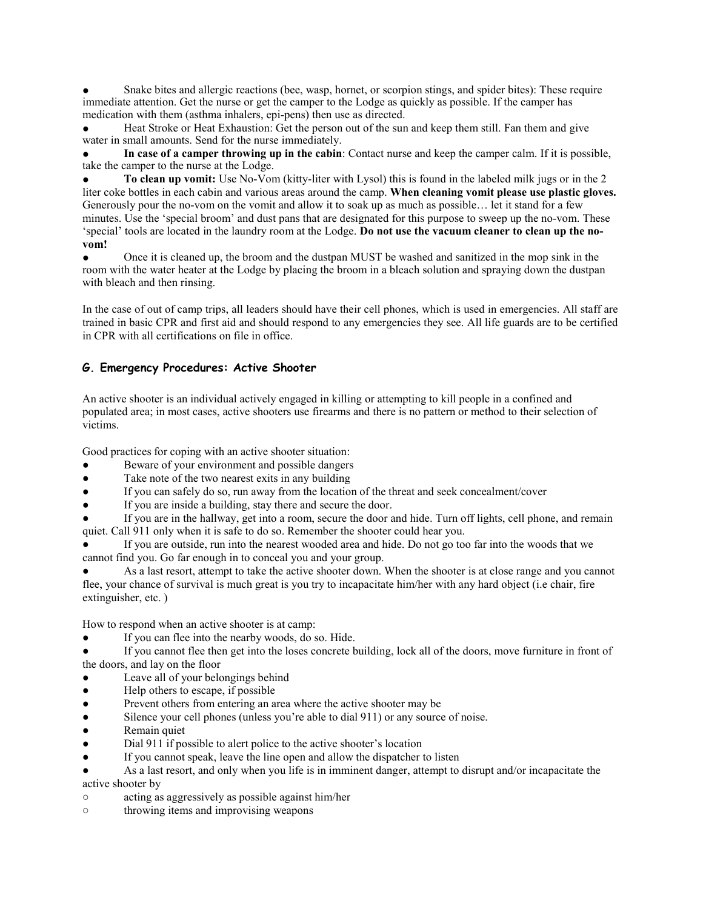- Snake bites and allergic reactions (bee, wasp, hornet, or scorpion stings, and spider bites): These require immediate attention. Get the nurse or get the camper to the Lodge as quickly as possible. If the camper has medication with them (asthma inhalers, epi-pens) then use as directed.
- Heat Stroke or Heat Exhaustion: Get the person out of the sun and keep them still. Fan them and give water in small amounts. Send for the nurse immediately.
- **In case of a camper throwing up in the cabin**: Contact nurse and keep the camper calm. If it is possible, take the camper to the nurse at the Lodge.
- **To clean up vomit:** Use No-Vom (kitty-liter with Lysol) this is found in the labeled milk jugs or in the 2 liter coke bottles in each cabin and various areas around the camp. **When cleaning vomit please use plastic gloves.** Generously pour the no-vom on the vomit and allow it to soak up as much as possible… let it stand for a few minutes. Use the 'special broom' and dust pans that are designated for this purpose to sweep up the no-vom. These 'special' tools are located in the laundry room at the Lodge. **Do not use the vacuum cleaner to clean up the no-vom!**
- Once it is cleaned up, the broom and the dustpan MUST be washed and sanitized in the mop sink in the room with the water heater at the Lodge by placing the broom in a bleach solution and spraying down the dustpan with bleach and then rinsing.

In the case of out of camp trips, all leaders should have their cell phones, which is used in emergencies. All staff are trained in basic CPR and first aid and should respond to any emergencies they see. All life guards are to be certified in CPR with all certifications on file in office.

### G. Emergency Procedures: Active Shooter

An active shooter is an individual actively engaged in killing or attempting to kill people in a confined and populated area; in most cases, active shooters use firearms and there is no pattern or method to their selection of victims.

Good practices for coping with an active shooter situation:

- Beware of your environment and possible dangers
- Take note of the two nearest exits in any building
- If you can safely do so, run away from the location of the threat and seek concealment/cover
- If you are inside a building, stay there and secure the door.
- If you are in the hallway, get into a room, secure the door and hide. Turn off lights, cell phone, and remain quiet. Call 911 only when it is safe to do so. Remember the shooter could hear you.
- If you are outside, run into the nearest wooded area and hide. Do not go too far into the woods that we cannot find you. Go far enough in to conceal you and your group.
- As a last resort, attempt to take the active shooter down. When the shooter is at close range and you cannot flee, your chance of survival is much great is you try to incapacitate him/her with any hard object (i.e chair, fire extinguisher, etc. )

How to respond when an active shooter is at camp:

- If you can flee into the nearby woods, do so. Hide.
- If you cannot flee then get into the loses concrete building, lock all of the doors, move furniture in front of the doors, and lay on the floor
- Leave all of your belongings behind
- Help others to escape, if possible
- Prevent others from entering an area where the active shooter may be
- Silence your cell phones (unless you're able to dial 911) or any source of noise.
- Remain quiet
- Dial 911 if possible to alert police to the active shooter's location
- If you cannot speak, leave the line open and allow the dispatcher to listen
- As a last resort, and only when you life is in imminent danger, attempt to disrupt and/or incapacitate the active shooter by
  - acting as aggressively as possible against him/her
  - throwing items and improvising weapons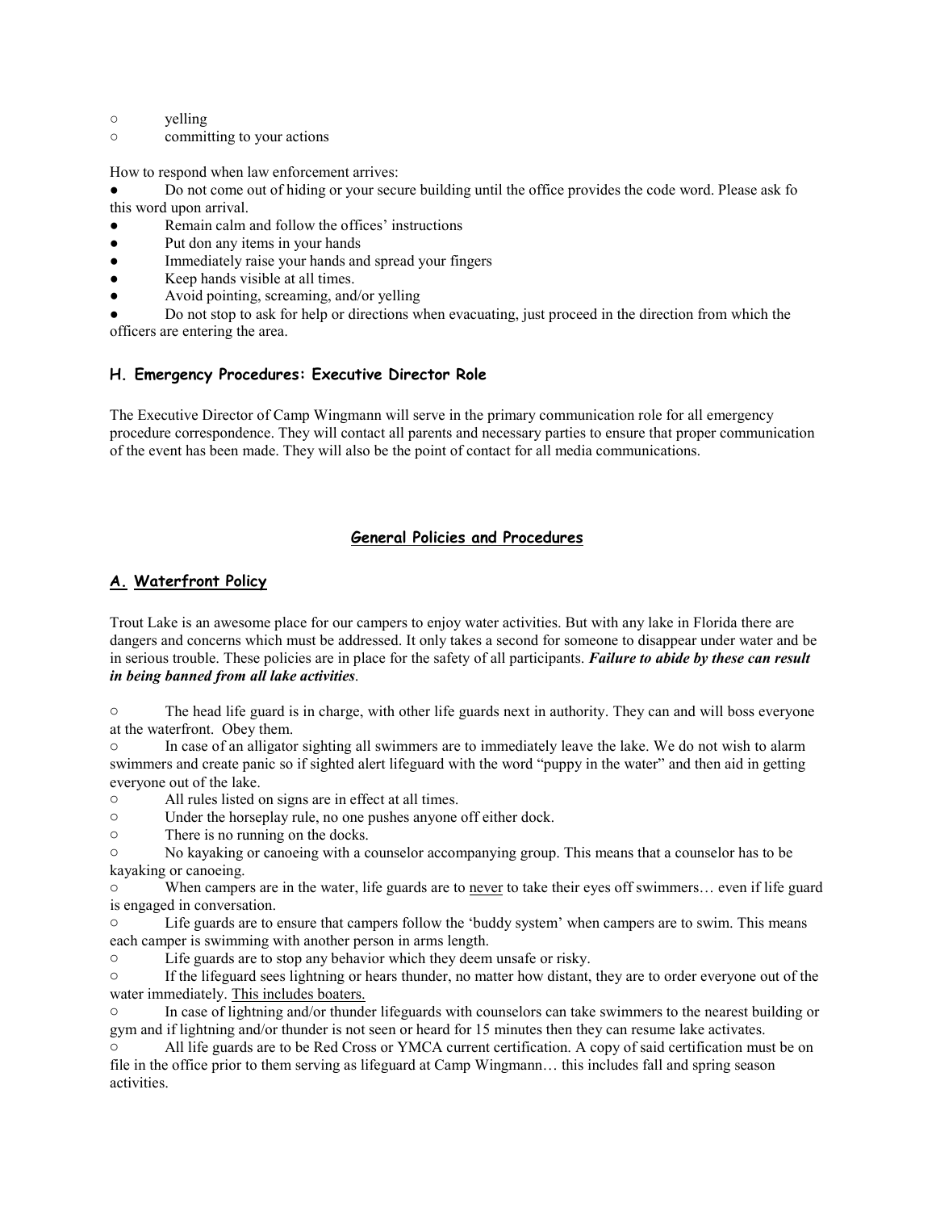- yelling
- committing to your actions

How to respond when law enforcement arrives:

- Do not come out of hiding or your secure building until the office provides the code word. Please ask fo this word upon arrival.
- Remain calm and follow the offices' instructions
- Put don any items in your hands
- Immediately raise your hands and spread your fingers
- Keep hands visible at all times.
- Avoid pointing, screaming, and/or yelling
- Do not stop to ask for help or directions when evacuating, just proceed in the direction from which the officers are entering the area.

### H. Emergency Procedures: Executive Director Role

The Executive Director of Camp Wingmann will serve in the primary communication role for all emergency procedure correspondence. They will contact all parents and necessary parties to ensure that proper communication of the event has been made. They will also be the point of contact for all media communications.

## General Policies and Procedures

### A. Waterfront Policy

Trout Lake is an awesome place for our campers to enjoy water activities. But with any lake in Florida there are dangers and concerns which must be addressed. It only takes a second for someone to disappear under water and be in serious trouble. These policies are in place for the safety of all participants. ***Failure to abide by these can result in being banned from all lake activities***.

- The head life guard is in charge, with other life guards next in authority. They can and will boss everyone at the waterfront. Obey them.
- In case of an alligator sighting all swimmers are to immediately leave the lake. We do not wish to alarm swimmers and create panic so if sighted alert lifeguard with the word "puppy in the water" and then aid in getting everyone out of the lake.
- All rules listed on signs are in effect at all times.
- Under the horseplay rule, no one pushes anyone off either dock.
- There is no running on the docks.
- No kayaking or canoeing with a counselor accompanying group. This means that a counselor has to be kayaking or canoeing.
- When campers are in the water, life guards are to never to take their eyes off swimmers… even if life guard is engaged in conversation.
- Life guards are to ensure that campers follow the 'buddy system' when campers are to swim. This means each camper is swimming with another person in arms length.
- Life guards are to stop any behavior which they deem unsafe or risky.
- If the lifeguard sees lightning or hears thunder, no matter how distant, they are to order everyone out of the water immediately. This includes boaters.
- In case of lightning and/or thunder lifeguards with counselors can take swimmers to the nearest building or gym and if lightning and/or thunder is not seen or heard for 15 minutes then they can resume lake activates.
- All life guards are to be Red Cross or YMCA current certification. A copy of said certification must be on file in the office prior to them serving as lifeguard at Camp Wingmann… this includes fall and spring season activities.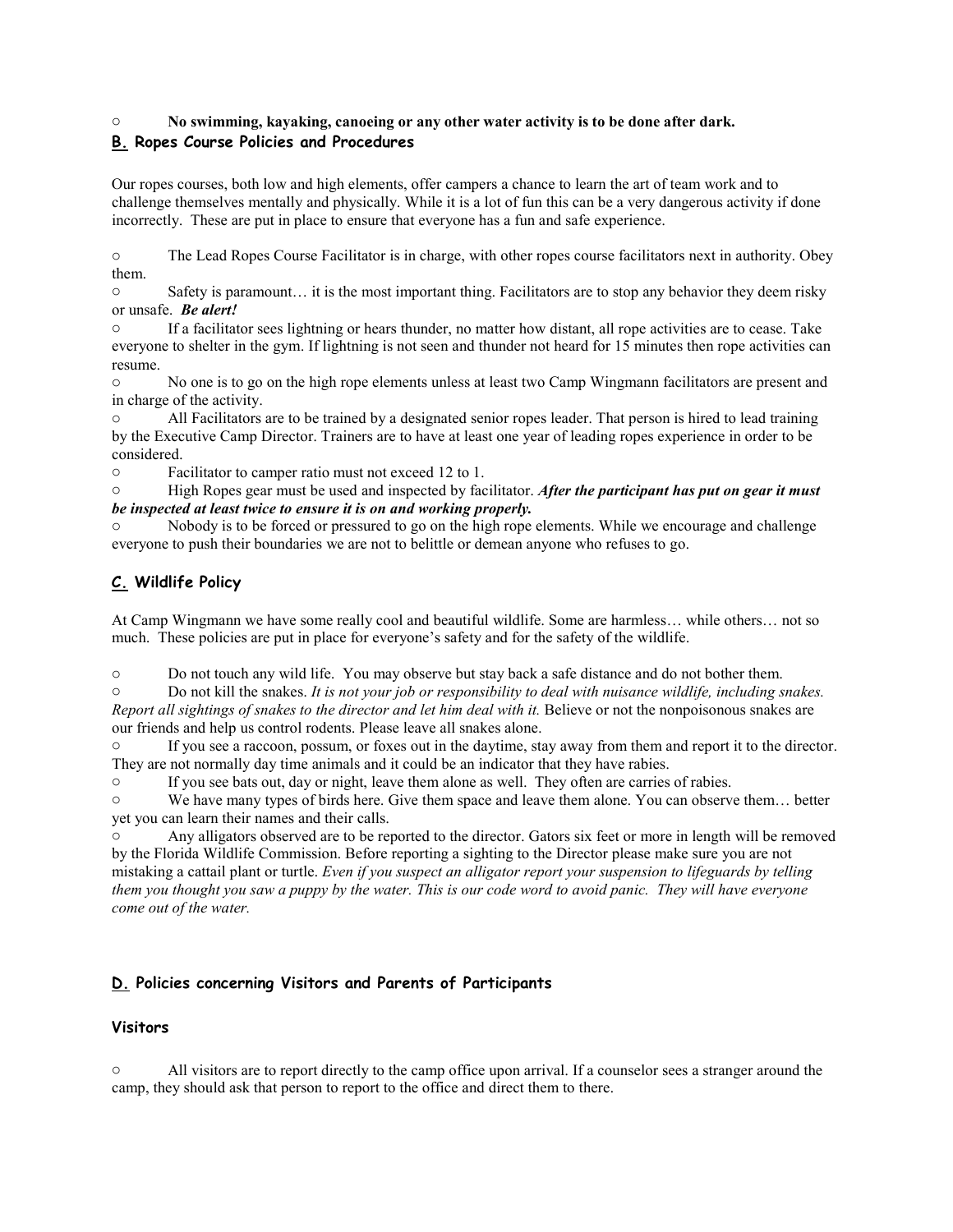- **No swimming, kayaking, canoeing or any other water activity is to be done after dark.**

## B. Ropes Course Policies and Procedures

Our ropes courses, both low and high elements, offer campers a chance to learn the art of team work and to challenge themselves mentally and physically. While it is a lot of fun this can be a very dangerous activity if done incorrectly. These are put in place to ensure that everyone has a fun and safe experience.

- The Lead Ropes Course Facilitator is in charge, with other ropes course facilitators next in authority. Obey them.
- Safety is paramount… it is the most important thing. Facilitators are to stop any behavior they deem risky or unsafe. ***Be alert!***
- If a facilitator sees lightning or hears thunder, no matter how distant, all rope activities are to cease. Take everyone to shelter in the gym. If lightning is not seen and thunder not heard for 15 minutes then rope activities can resume.
- No one is to go on the high rope elements unless at least two Camp Wingmann facilitators are present and in charge of the activity.
- All Facilitators are to be trained by a designated senior ropes leader. That person is hired to lead training by the Executive Camp Director. Trainers are to have at least one year of leading ropes experience in order to be considered.
- Facilitator to camper ratio must not exceed 12 to 1.
- High Ropes gear must be used and inspected by facilitator. ***After the participant has put on gear it must be inspected at least twice to ensure it is on and working properly.***
- Nobody is to be forced or pressured to go on the high rope elements. While we encourage and challenge everyone to push their boundaries we are not to belittle or demean anyone who refuses to go.

## C. Wildlife Policy

At Camp Wingmann we have some really cool and beautiful wildlife. Some are harmless… while others… not so much. These policies are put in place for everyone's safety and for the safety of the wildlife.

- Do not touch any wild life. You may observe but stay back a safe distance and do not bother them.
- Do not kill the snakes. *It is not your job or responsibility to deal with nuisance wildlife, including snakes. Report all sightings of snakes to the director and let him deal with it.* Believe or not the nonpoisonous snakes are our friends and help us control rodents. Please leave all snakes alone.
- If you see a raccoon, possum, or foxes out in the daytime, stay away from them and report it to the director. They are not normally day time animals and it could be an indicator that they have rabies.
- If you see bats out, day or night, leave them alone as well. They often are carries of rabies.
- We have many types of birds here. Give them space and leave them alone. You can observe them… better yet you can learn their names and their calls.
- Any alligators observed are to be reported to the director. Gators six feet or more in length will be removed by the Florida Wildlife Commission. Before reporting a sighting to the Director please make sure you are not mistaking a cattail plant or turtle. *Even if you suspect an alligator report your suspension to lifeguards by telling them you thought you saw a puppy by the water. This is our code word to avoid panic. They will have everyone come out of the water.*

## D. Policies concerning Visitors and Parents of Participants

### Visitors

- All visitors are to report directly to the camp office upon arrival. If a counselor sees a stranger around the camp, they should ask that person to report to the office and direct them to there.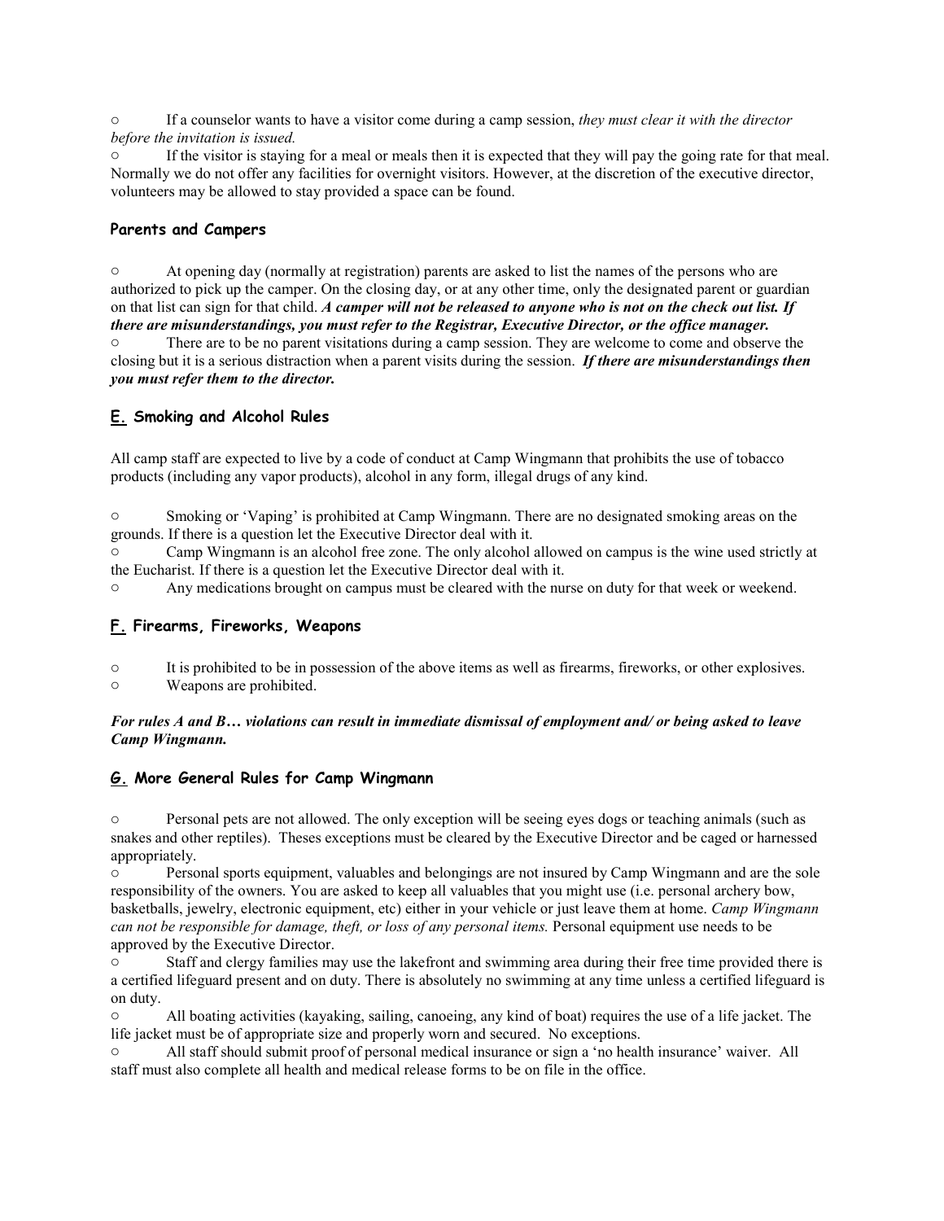- If a counselor wants to have a visitor come during a camp session, *they must clear it with the director before the invitation is issued.*
- If the visitor is staying for a meal or meals then it is expected that they will pay the going rate for that meal. Normally we do not offer any facilities for overnight visitors. However, at the discretion of the executive director, volunteers may be allowed to stay provided a space can be found.

### Parents and Campers

- At opening day (normally at registration) parents are asked to list the names of the persons who are authorized to pick up the camper. On the closing day, or at any other time, only the designated parent or guardian on that list can sign for that child. ***A camper will not be released to anyone who is not on the check out list. If there are misunderstandings, you must refer to the Registrar, Executive Director, or the office manager.***
- There are to be no parent visitations during a camp session. They are welcome to come and observe the closing but it is a serious distraction when a parent visits during the session. ***If there are misunderstandings then you must refer them to the director.***

## E. Smoking and Alcohol Rules

All camp staff are expected to live by a code of conduct at Camp Wingmann that prohibits the use of tobacco products (including any vapor products), alcohol in any form, illegal drugs of any kind.

- Smoking or 'Vaping' is prohibited at Camp Wingmann. There are no designated smoking areas on the grounds. If there is a question let the Executive Director deal with it.
- Camp Wingmann is an alcohol free zone. The only alcohol allowed on campus is the wine used strictly at the Eucharist. If there is a question let the Executive Director deal with it.
- Any medications brought on campus must be cleared with the nurse on duty for that week or weekend.

## F. Firearms, Fireworks, Weapons

- It is prohibited to be in possession of the above items as well as firearms, fireworks, or other explosives.
- Weapons are prohibited.

***For rules A and B… violations can result in immediate dismissal of employment and/ or being asked to leave Camp Wingmann.***

## G. More General Rules for Camp Wingmann

- Personal pets are not allowed. The only exception will be seeing eyes dogs or teaching animals (such as snakes and other reptiles). Theses exceptions must be cleared by the Executive Director and be caged or harnessed appropriately.
- Personal sports equipment, valuables and belongings are not insured by Camp Wingmann and are the sole responsibility of the owners. You are asked to keep all valuables that you might use (i.e. personal archery bow, basketballs, jewelry, electronic equipment, etc) either in your vehicle or just leave them at home. *Camp Wingmann can not be responsible for damage, theft, or loss of any personal items.* Personal equipment use needs to be approved by the Executive Director.
- Staff and clergy families may use the lakefront and swimming area during their free time provided there is a certified lifeguard present and on duty. There is absolutely no swimming at any time unless a certified lifeguard is on duty.
- All boating activities (kayaking, sailing, canoeing, any kind of boat) requires the use of a life jacket. The life jacket must be of appropriate size and properly worn and secured. No exceptions.
- All staff should submit proof of personal medical insurance or sign a 'no health insurance' waiver. All staff must also complete all health and medical release forms to be on file in the office.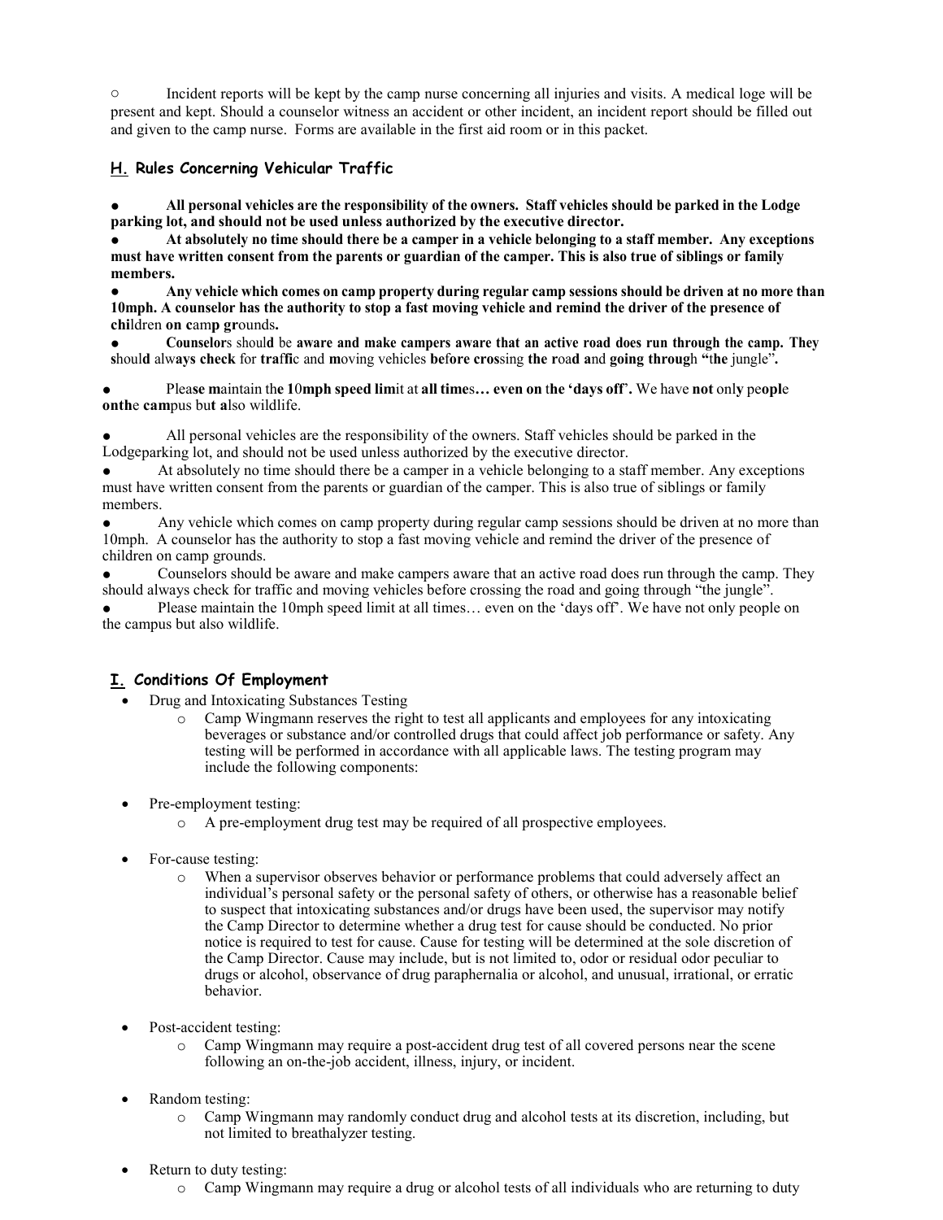- Incident reports will be kept by the camp nurse concerning all injuries and visits. A medical loge will be present and kept. Should a counselor witness an accident or other incident, an incident report should be filled out and given to the camp nurse. Forms are available in the first aid room or in this packet.

### H. Rules Concerning Vehicular Traffic

- **All personal vehicles are the responsibility of the owners. Staff vehicles should be parked in the Lodge parking lot, and should not be used unless authorized by the executive director.**
- **At absolutely no time should there be a camper in a vehicle belonging to a staff member. Any exceptions must have written consent from the parents or guardian of the camper. This is also true of siblings or family members.**
- **Any vehicle which comes on camp property during regular camp sessions should be driven at no more than 10mph. A counselor has the authority to stop a fast moving vehicle and remind the driver of the presence of children on camp grounds.**
- **Counselors should be aware and make campers aware that an active road does run through the camp. They should always check for traffic and moving vehicles before crossing the road and going through "the jungle".**

- Please **maintain the 10mph speed limit at all times… even on the 'days off'.** We have **not** only people **on the campus** but **also** wildlife.

- All personal vehicles are the responsibility of the owners. Staff vehicles should be parked in the Lodgeparking lot, and should not be used unless authorized by the executive director.
- At absolutely no time should there be a camper in a vehicle belonging to a staff member. Any exceptions must have written consent from the parents or guardian of the camper. This is also true of siblings or family members.
- Any vehicle which comes on camp property during regular camp sessions should be driven at no more than 10mph. A counselor has the authority to stop a fast moving vehicle and remind the driver of the presence of children on camp grounds.
- Counselors should be aware and make campers aware that an active road does run through the camp. They should always check for traffic and moving vehicles before crossing the road and going through "the jungle".
- Please maintain the 10mph speed limit at all times… even on the 'days off'. We have not only people on the campus but also wildlife.

### I. Conditions Of Employment

- Drug and Intoxicating Substances Testing
  - Camp Wingmann reserves the right to test all applicants and employees for any intoxicating beverages or substance and/or controlled drugs that could affect job performance or safety. Any testing will be performed in accordance with all applicable laws. The testing program may include the following components:

- Pre-employment testing:
  - A pre-employment drug test may be required of all prospective employees.

- For-cause testing:
  - When a supervisor observes behavior or performance problems that could adversely affect an individual's personal safety or the personal safety of others, or otherwise has a reasonable belief to suspect that intoxicating substances and/or drugs have been used, the supervisor may notify the Camp Director to determine whether a drug test for cause should be conducted. No prior notice is required to test for cause. Cause for testing will be determined at the sole discretion of the Camp Director. Cause may include, but is not limited to, odor or residual odor peculiar to drugs or alcohol, observance of drug paraphernalia or alcohol, and unusual, irrational, or erratic behavior.

- Post-accident testing:
  - Camp Wingmann may require a post-accident drug test of all covered persons near the scene following an on-the-job accident, illness, injury, or incident.

- Random testing:
  - Camp Wingmann may randomly conduct drug and alcohol tests at its discretion, including, but not limited to breathalyzer testing.

- Return to duty testing:
  - Camp Wingmann may require a drug or alcohol tests of all individuals who are returning to duty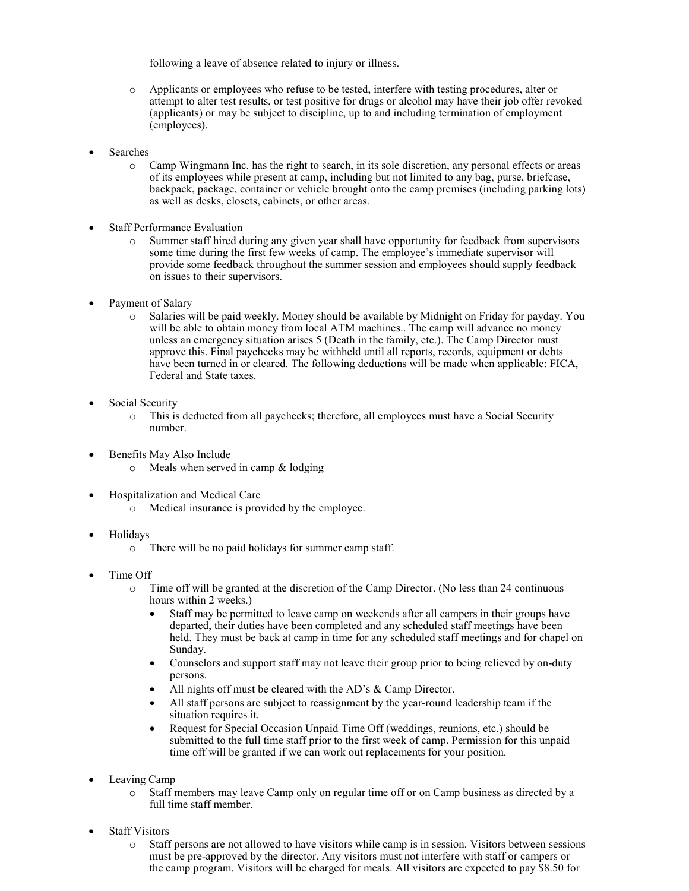following a leave of absence related to injury or illness.

  - Applicants or employees who refuse to be tested, interfere with testing procedures, alter or attempt to alter test results, or test positive for drugs or alcohol may have their job offer revoked (applicants) or may be subject to discipline, up to and including termination of employment (employees).

- Searches
  - Camp Wingmann Inc. has the right to search, in its sole discretion, any personal effects or areas of its employees while present at camp, including but not limited to any bag, purse, briefcase, backpack, package, container or vehicle brought onto the camp premises (including parking lots) as well as desks, closets, cabinets, or other areas.

- Staff Performance Evaluation
  - Summer staff hired during any given year shall have opportunity for feedback from supervisors some time during the first few weeks of camp. The employee's immediate supervisor will provide some feedback throughout the summer session and employees should supply feedback on issues to their supervisors.

- Payment of Salary
  - Salaries will be paid weekly. Money should be available by Midnight on Friday for payday. You will be able to obtain money from local ATM machines.. The camp will advance no money unless an emergency situation arises 5 (Death in the family, etc.). The Camp Director must approve this. Final paychecks may be withheld until all reports, records, equipment or debts have been turned in or cleared. The following deductions will be made when applicable: FICA, Federal and State taxes.

- Social Security
  - This is deducted from all paychecks; therefore, all employees must have a Social Security number.

- Benefits May Also Include
  - Meals when served in camp & lodging

- Hospitalization and Medical Care
  - Medical insurance is provided by the employee.

- Holidays
  - There will be no paid holidays for summer camp staff.

- Time Off
  - Time off will be granted at the discretion of the Camp Director. (No less than 24 continuous hours within 2 weeks.)
    - Staff may be permitted to leave camp on weekends after all campers in their groups have departed, their duties have been completed and any scheduled staff meetings have been held. They must be back at camp in time for any scheduled staff meetings and for chapel on Sunday.
    - Counselors and support staff may not leave their group prior to being relieved by on-duty persons.
    - All nights off must be cleared with the AD's & Camp Director.
    - All staff persons are subject to reassignment by the year-round leadership team if the situation requires it.
    - Request for Special Occasion Unpaid Time Off (weddings, reunions, etc.) should be submitted to the full time staff prior to the first week of camp. Permission for this unpaid time off will be granted if we can work out replacements for your position.

- Leaving Camp
  - Staff members may leave Camp only on regular time off or on Camp business as directed by a full time staff member.

- Staff Visitors
  - Staff persons are not allowed to have visitors while camp is in session. Visitors between sessions must be pre-approved by the director. Any visitors must not interfere with staff or campers or the camp program. Visitors will be charged for meals. All visitors are expected to pay $8.50 for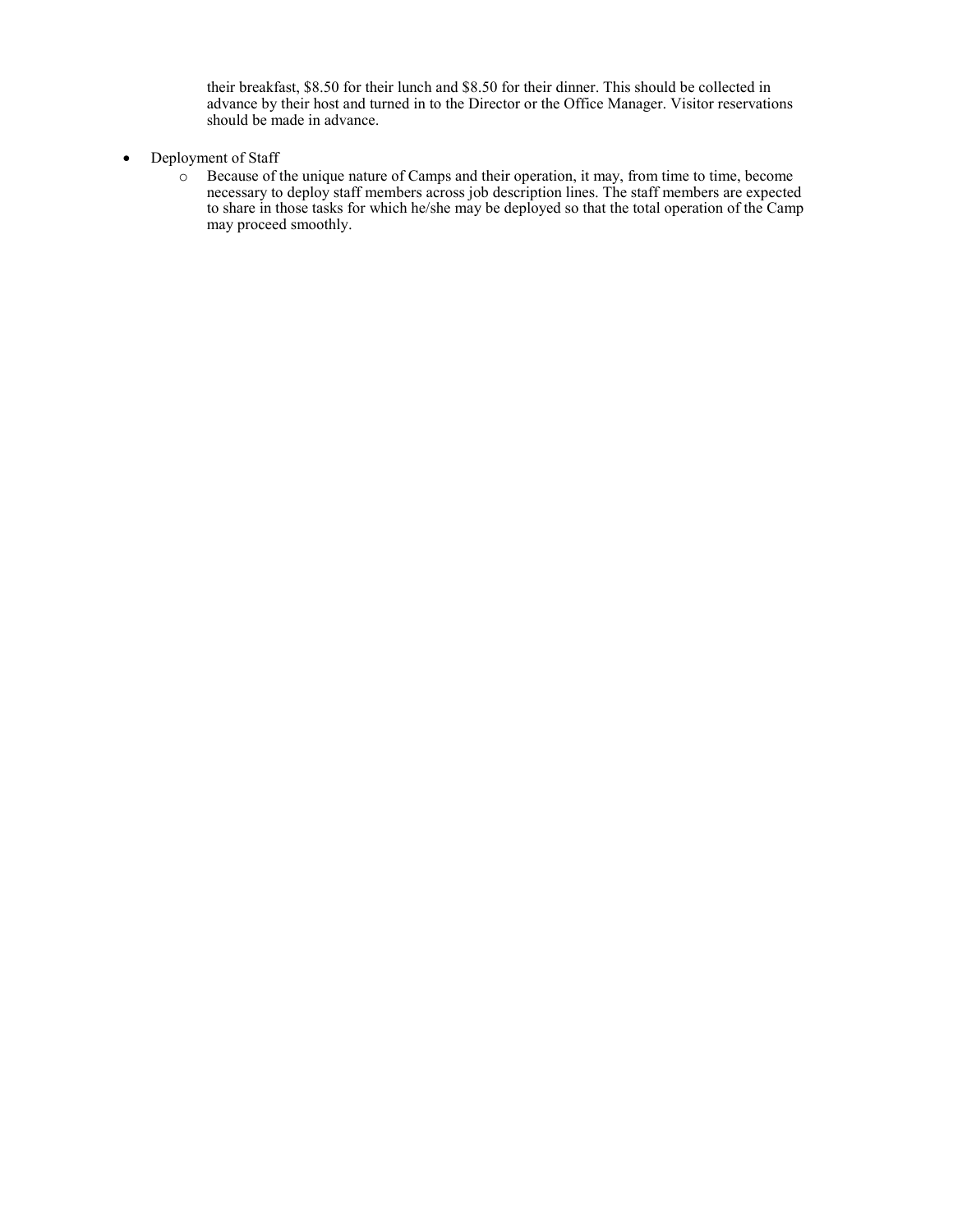their breakfast, $8.50 for their lunch and $8.50 for their dinner. This should be collected in advance by their host and turned in to the Director or the Office Manager. Visitor reservations should be made in advance.

- Deployment of Staff
  - Because of the unique nature of Camps and their operation, it may, from time to time, become necessary to deploy staff members across job description lines. The staff members are expected to share in those tasks for which he/she may be deployed so that the total operation of the Camp may proceed smoothly.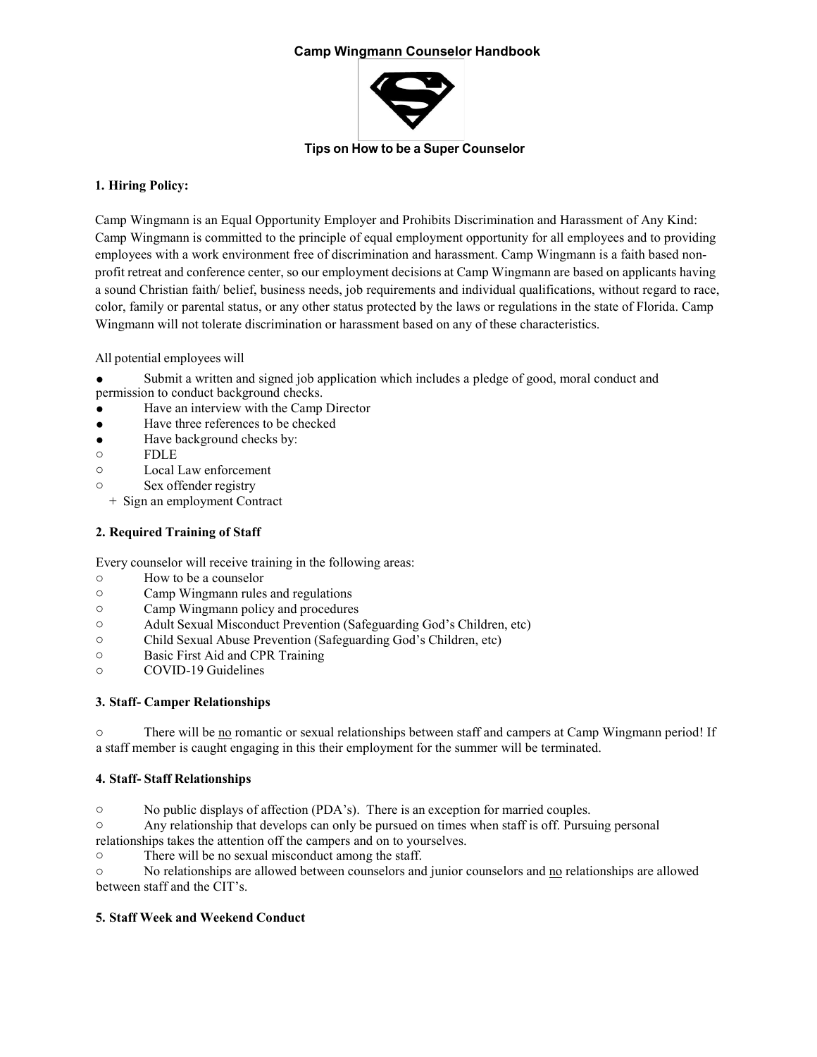# Camp Wingmann Counselor Handbook

**Tips on How to be a Super Counselor**

### 1. Hiring Policy:

Camp Wingmann is an Equal Opportunity Employer and Prohibits Discrimination and Harassment of Any Kind: Camp Wingmann is committed to the principle of equal employment opportunity for all employees and to providing employees with a work environment free of discrimination and harassment. Camp Wingmann is a faith based non-profit retreat and conference center, so our employment decisions at Camp Wingmann are based on applicants having a sound Christian faith/ belief, business needs, job requirements and individual qualifications, without regard to race, color, family or parental status, or any other status protected by the laws or regulations in the state of Florida. Camp Wingmann will not tolerate discrimination or harassment based on any of these characteristics.

All potential employees will

- Submit a written and signed job application which includes a pledge of good, moral conduct and permission to conduct background checks.
- Have an interview with the Camp Director
- Have three references to be checked
- Have background checks by:
  - FDLE
  - Local Law enforcement
  - Sex offender registry
- Sign an employment Contract

### 2. Required Training of Staff

Every counselor will receive training in the following areas:

- How to be a counselor
- Camp Wingmann rules and regulations
- Camp Wingmann policy and procedures
- Adult Sexual Misconduct Prevention (Safeguarding God's Children, etc)
- Child Sexual Abuse Prevention (Safeguarding God's Children, etc)
- Basic First Aid and CPR Training
- COVID-19 Guidelines

### 3. Staff- Camper Relationships

- There will be <u>no</u> romantic or sexual relationships between staff and campers at Camp Wingmann period! If a staff member is caught engaging in this their employment for the summer will be terminated.

### 4. Staff- Staff Relationships

- No public displays of affection (PDA's). There is an exception for married couples.
- Any relationship that develops can only be pursued on times when staff is off. Pursuing personal relationships takes the attention off the campers and on to yourselves.
- There will be no sexual misconduct among the staff.
- No relationships are allowed between counselors and junior counselors and <u>no</u> relationships are allowed between staff and the CIT's.

### 5. Staff Week and Weekend Conduct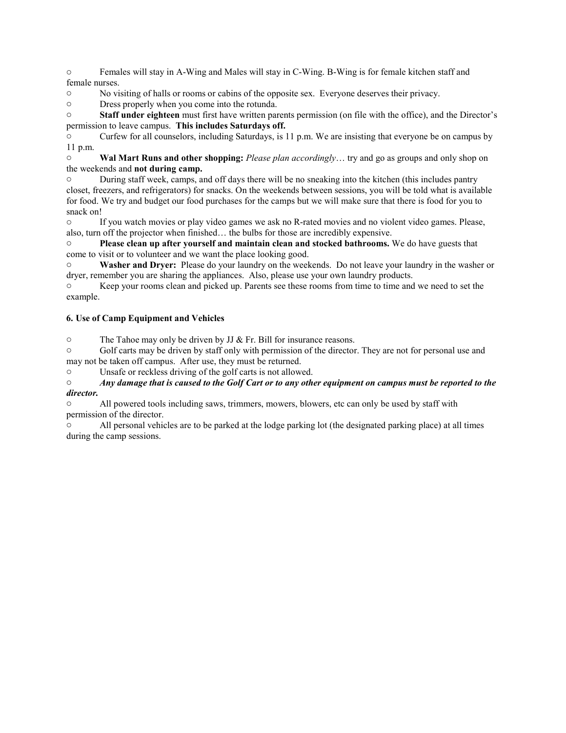- Females will stay in A-Wing and Males will stay in C-Wing. B-Wing is for female kitchen staff and female nurses.
- No visiting of halls or rooms or cabins of the opposite sex. Everyone deserves their privacy.
- Dress properly when you come into the rotunda.
- **Staff under eighteen** must first have written parents permission (on file with the office), and the Director's permission to leave campus. **This includes Saturdays off.**
- Curfew for all counselors, including Saturdays, is 11 p.m. We are insisting that everyone be on campus by 11 p.m.
- **Wal Mart Runs and other shopping:** *Please plan accordingly*… try and go as groups and only shop on the weekends and **not during camp.**
- During staff week, camps, and off days there will be no sneaking into the kitchen (this includes pantry closet, freezers, and refrigerators) for snacks. On the weekends between sessions, you will be told what is available for food. We try and budget our food purchases for the camps but we will make sure that there is food for you to snack on!
- If you watch movies or play video games we ask no R-rated movies and no violent video games. Please, also, turn off the projector when finished… the bulbs for those are incredibly expensive.
- **Please clean up after yourself and maintain clean and stocked bathrooms.** We do have guests that come to visit or to volunteer and we want the place looking good.
- **Washer and Dryer:** Please do your laundry on the weekends. Do not leave your laundry in the washer or dryer, remember you are sharing the appliances. Also, please use your own laundry products.
- Keep your rooms clean and picked up. Parents see these rooms from time to time and we need to set the example.

**6. Use of Camp Equipment and Vehicles**

- The Tahoe may only be driven by JJ & Fr. Bill for insurance reasons.
- Golf carts may be driven by staff only with permission of the director. They are not for personal use and may not be taken off campus. After use, they must be returned.
- Unsafe or reckless driving of the golf carts is not allowed.
- ***Any damage that is caused to the Golf Cart or to any other equipment on campus must be reported to the director.***
- All powered tools including saws, trimmers, mowers, blowers, etc can only be used by staff with permission of the director.
- All personal vehicles are to be parked at the lodge parking lot (the designated parking place) at all times during the camp sessions.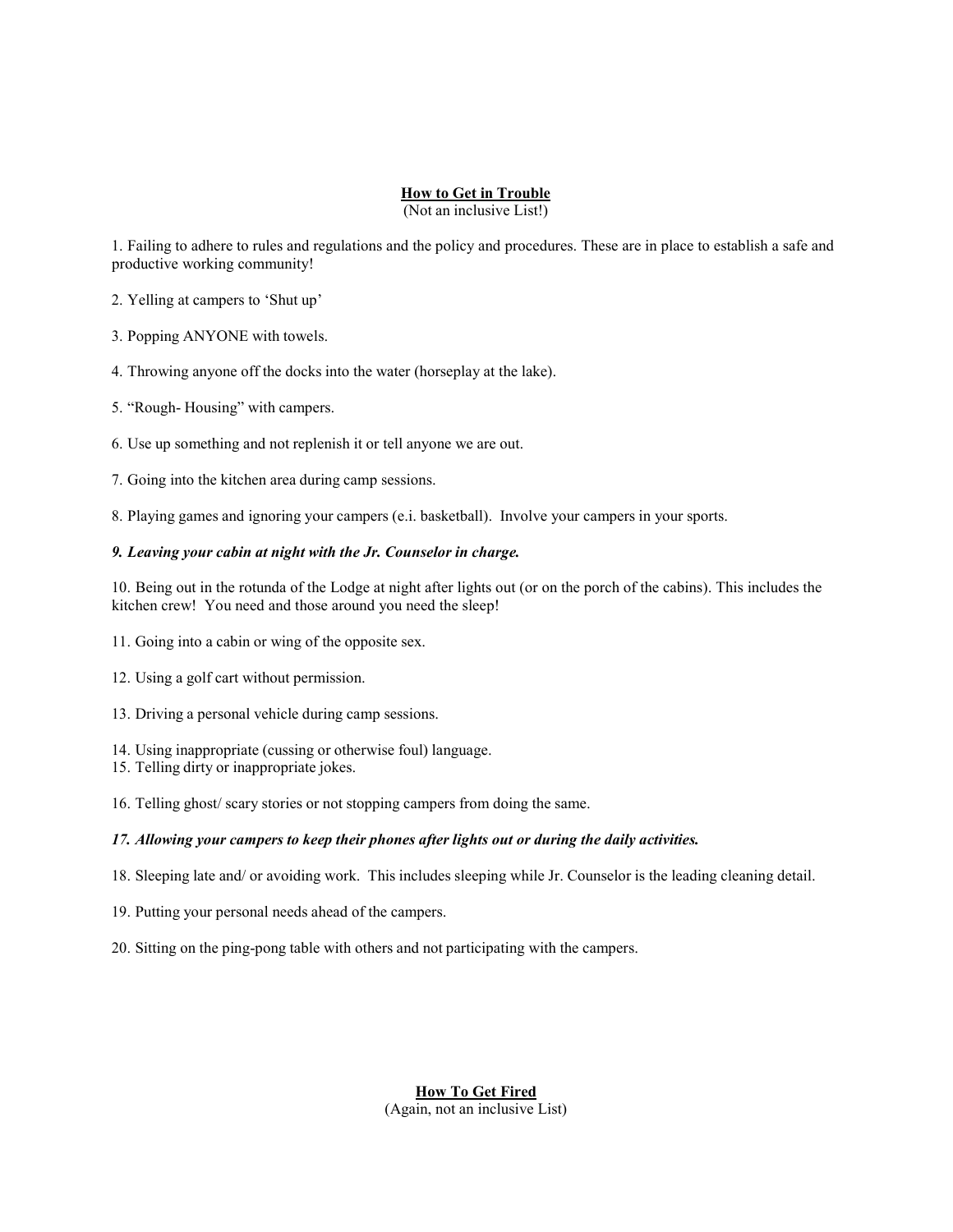## How to Get in Trouble

(Not an inclusive List!)

1. Failing to adhere to rules and regulations and the policy and procedures. These are in place to establish a safe and productive working community!

2. Yelling at campers to 'Shut up'

3. Popping ANYONE with towels.

4. Throwing anyone off the docks into the water (horseplay at the lake).

5. "Rough- Housing" with campers.

6. Use up something and not replenish it or tell anyone we are out.

7. Going into the kitchen area during camp sessions.

8. Playing games and ignoring your campers (e.i. basketball). Involve your campers in your sports.

***9. Leaving your cabin at night with the Jr. Counselor in charge.***

10. Being out in the rotunda of the Lodge at night after lights out (or on the porch of the cabins). This includes the kitchen crew! You need and those around you need the sleep!

11. Going into a cabin or wing of the opposite sex.

12. Using a golf cart without permission.

13. Driving a personal vehicle during camp sessions.

14. Using inappropriate (cussing or otherwise foul) language.

15. Telling dirty or inappropriate jokes.

16. Telling ghost/ scary stories or not stopping campers from doing the same.

***17. Allowing your campers to keep their phones after lights out or during the daily activities.***

18. Sleeping late and/ or avoiding work. This includes sleeping while Jr. Counselor is the leading cleaning detail.

19. Putting your personal needs ahead of the campers.

20. Sitting on the ping-pong table with others and not participating with the campers.

## How To Get Fired

(Again, not an inclusive List)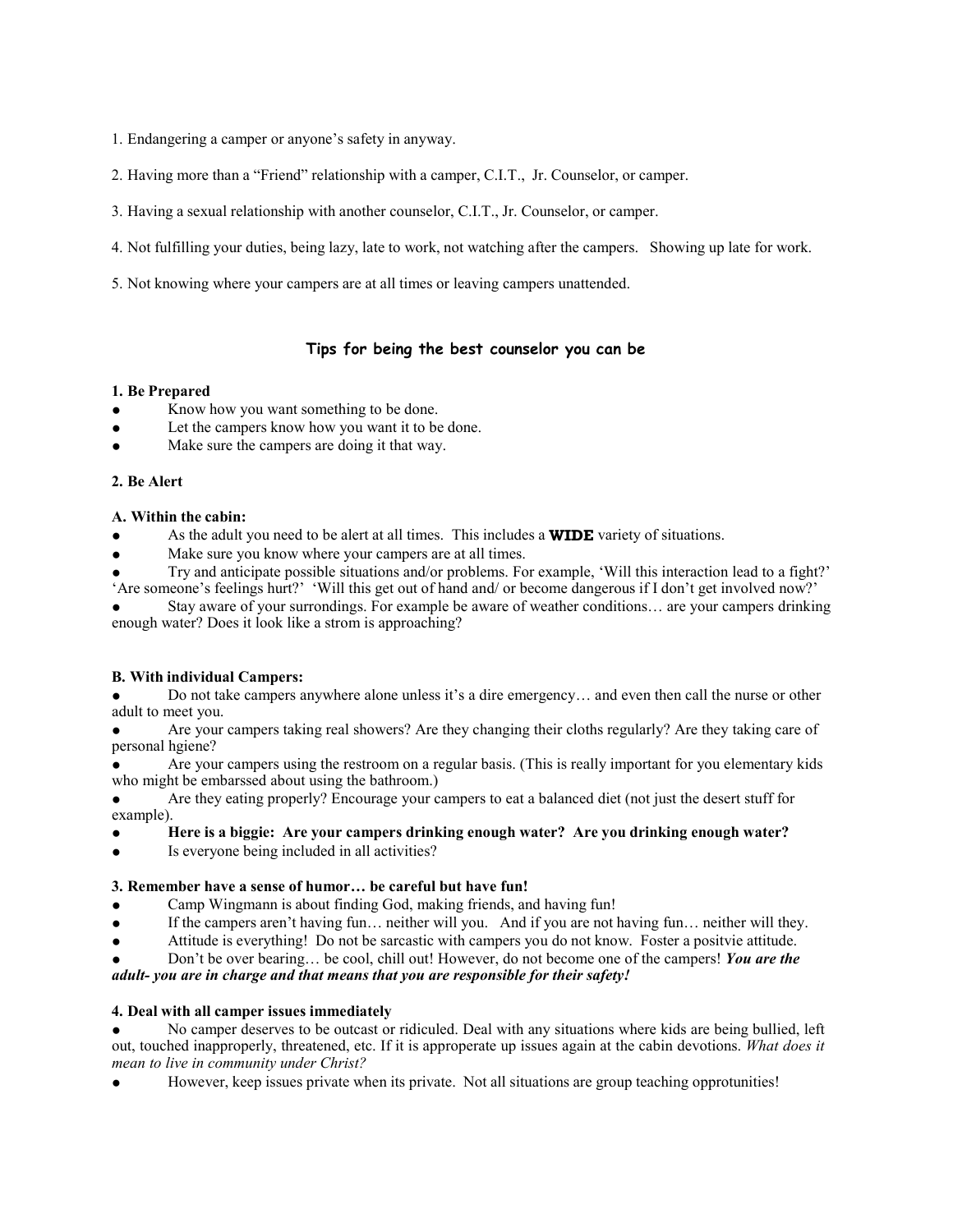1. Endangering a camper or anyone's safety in anyway.

2. Having more than a "Friend" relationship with a camper, C.I.T., Jr. Counselor, or camper.

3. Having a sexual relationship with another counselor, C.I.T., Jr. Counselor, or camper.

4. Not fulfilling your duties, being lazy, late to work, not watching after the campers. Showing up late for work.

5. Not knowing where your campers are at all times or leaving campers unattended.

## Tips for being the best counselor you can be

**1. Be Prepared**

- Know how you want something to be done.
- Let the campers know how you want it to be done.
- Make sure the campers are doing it that way.

**2. Be Alert**

**A. Within the cabin:**

- As the adult you need to be alert at all times. This includes a **WIDE** variety of situations.
- Make sure you know where your campers are at all times.
- Try and anticipate possible situations and/or problems. For example, 'Will this interaction lead to a fight?' 'Are someone's feelings hurt?' 'Will this get out of hand and/ or become dangerous if I don't get involved now?'
- Stay aware of your surrondings. For example be aware of weather conditions… are your campers drinking enough water? Does it look like a strom is approaching?

**B. With individual Campers:**

- Do not take campers anywhere alone unless it's a dire emergency… and even then call the nurse or other adult to meet you.
- Are your campers taking real showers? Are they changing their cloths regularly? Are they taking care of personal hgiene?
- Are your campers using the restroom on a regular basis. (This is really important for you elementary kids who might be embarssed about using the bathroom.)
- Are they eating properly? Encourage your campers to eat a balanced diet (not just the desert stuff for example).
- **Here is a biggie: Are your campers drinking enough water? Are you drinking enough water?**
- Is everyone being included in all activities?

**3. Remember have a sense of humor… be careful but have fun!**

- Camp Wingmann is about finding God, making friends, and having fun!
- If the campers aren't having fun… neither will you. And if you are not having fun… neither will they.
- Attitude is everything! Do not be sarcastic with campers you do not know. Foster a positvie attitude.
- Don't be over bearing… be cool, chill out! However, do not become one of the campers! ***You are the adult- you are in charge and that means that you are responsible for their safety!***

**4. Deal with all camper issues immediately**

- No camper deserves to be outcast or ridiculed. Deal with any situations where kids are being bullied, left out, touched inapproperly, threatened, etc. If it is approperate up issues again at the cabin devotions. *What does it mean to live in community under Christ?*
- However, keep issues private when its private. Not all situations are group teaching opprotunities!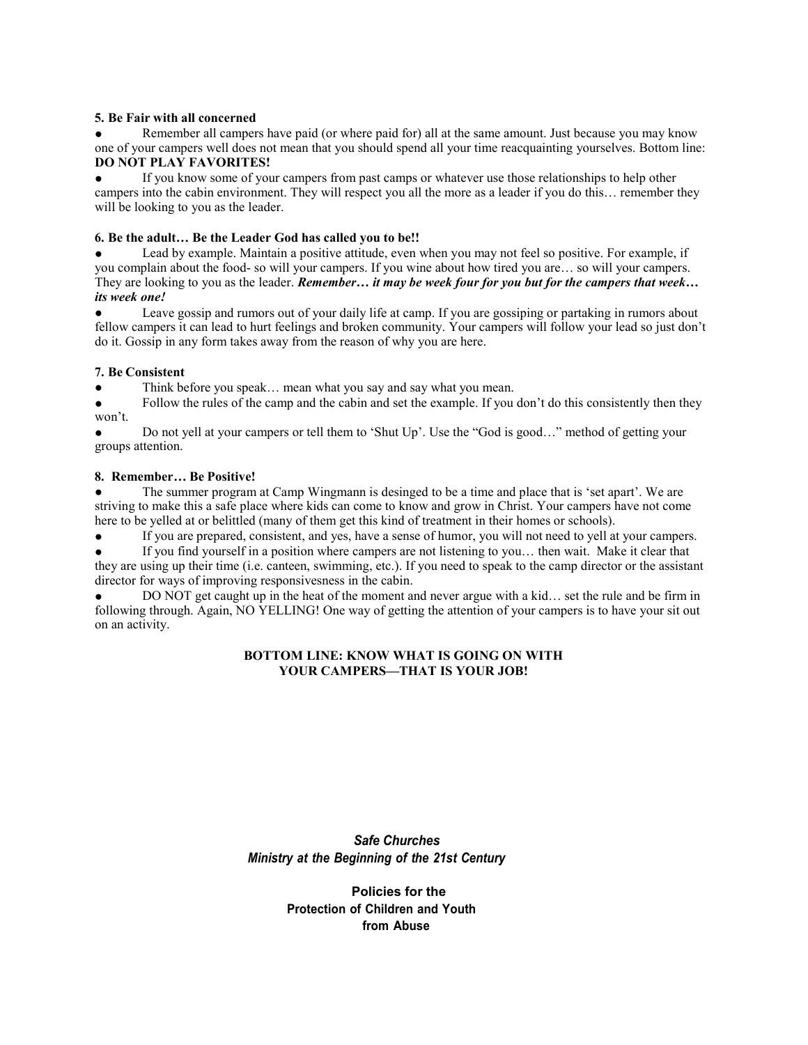**5. Be Fair with all concerned**

- Remember all campers have paid (or where paid for) all at the same amount. Just because you may know one of your campers well does not mean that you should spend all your time reacquainting yourselves. Bottom line: **DO NOT PLAY FAVORITES!**
- If you know some of your campers from past camps or whatever use those relationships to help other campers into the cabin environment. They will respect you all the more as a leader if you do this… remember they will be looking to you as the leader.

**6. Be the adult… Be the Leader God has called you to be!!**

- Lead by example. Maintain a positive attitude, even when you may not feel so positive. For example, if you complain about the food- so will your campers. If you wine about how tired you are… so will your campers. They are looking to you as the leader. ***Remember… it may be week four for you but for the campers that week… its week one!***
- Leave gossip and rumors out of your daily life at camp. If you are gossiping or partaking in rumors about fellow campers it can lead to hurt feelings and broken community. Your campers will follow your lead so just don't do it. Gossip in any form takes away from the reason of why you are here.

**7. Be Consistent**

- Think before you speak… mean what you say and say what you mean.
- Follow the rules of the camp and the cabin and set the example. If you don't do this consistently then they won't.
- Do not yell at your campers or tell them to 'Shut Up'. Use the "God is good…" method of getting your groups attention.

**8. Remember… Be Positive!**

- The summer program at Camp Wingmann is desinged to be a time and place that is 'set apart'. We are striving to make this a safe place where kids can come to know and grow in Christ. Your campers have not come here to be yelled at or belittled (many of them get this kind of treatment in their homes or schools).
- If you are prepared, consistent, and yes, have a sense of humor, you will not need to yell at your campers.
- If you find yourself in a position where campers are not listening to you… then wait. Make it clear that they are using up their time (i.e. canteen, swimming, etc.). If you need to speak to the camp director or the assistant director for ways of improving responsivesness in the cabin.
- DO NOT get caught up in the heat of the moment and never argue with a kid… set the rule and be firm in following through. Again, NO YELLING! One way of getting the attention of your campers is to have your sit out on an activity.

**BOTTOM LINE: KNOW WHAT IS GOING ON WITH YOUR CAMPERS—THAT IS YOUR JOB!**

***Safe Churches***
***Ministry at the Beginning of the 21st Century***

**Policies for the Protection of Children and Youth from Abuse**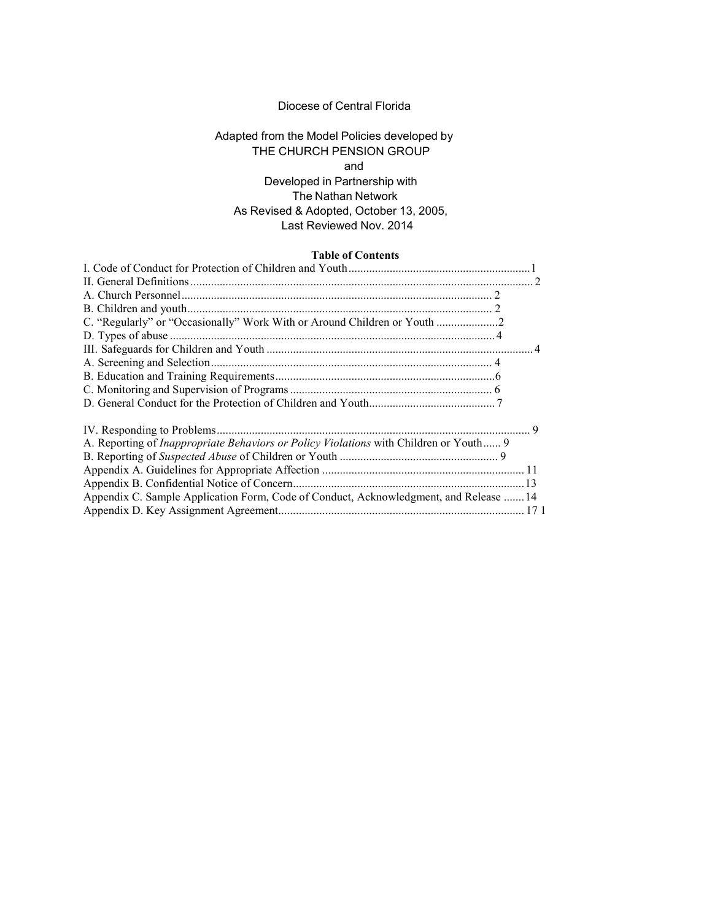Diocese of Central Florida

Adapted from the Model Policies developed by
THE CHURCH PENSION GROUP
and
Developed in Partnership with
The Nathan Network
As Revised & Adopted, October 13, 2005,
Last Reviewed Nov. 2014

**Table of Contents**

I. Code of Conduct for Protection of Children and Youth .......... 1
II. General Definitions .......... 2
A. Church Personnel .......... 2
B. Children and youth .......... 2
C. "Regularly" or "Occasionally" Work With or Around Children or Youth .......... 2
D. Types of abuse .......... 4
III. Safeguards for Children and Youth .......... 4
A. Screening and Selection .......... 4
B. Education and Training Requirements .......... 6
C. Monitoring and Supervision of Programs .......... 6
D. General Conduct for the Protection of Children and Youth .......... 7

IV. Responding to Problems .......... 9
A. Reporting of *Inappropriate Behaviors or Policy Violations* with Children or Youth .......... 9
B. Reporting of *Suspected Abuse* of Children or Youth .......... 9
Appendix A. Guidelines for Appropriate Affection .......... 11
Appendix B. Confidential Notice of Concern .......... 13
Appendix C. Sample Application Form, Code of Conduct, Acknowledgment, and Release .......... 14
Appendix D. Key Assignment Agreement .......... 17 1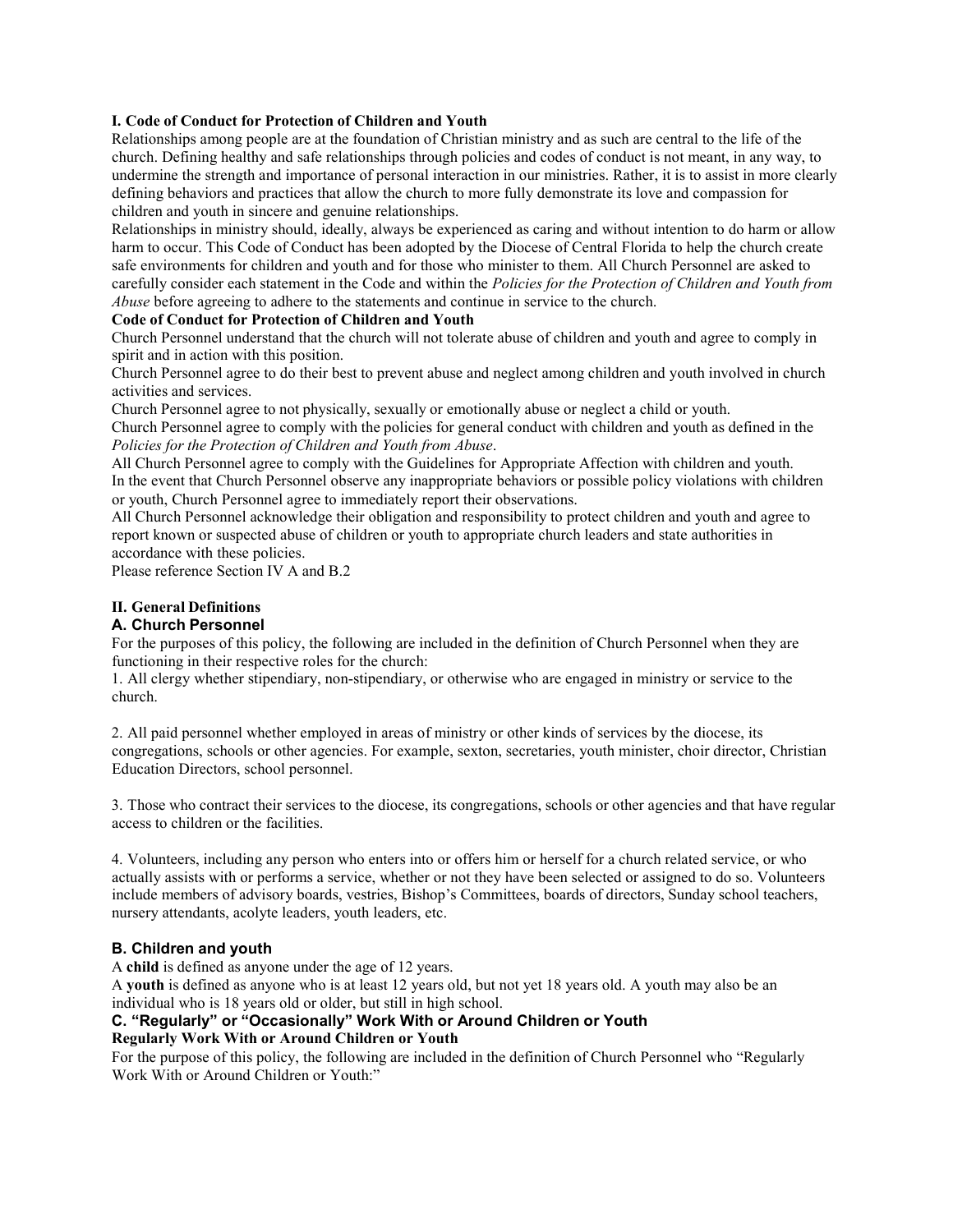### I. Code of Conduct for Protection of Children and Youth

Relationships among people are at the foundation of Christian ministry and as such are central to the life of the church. Defining healthy and safe relationships through policies and codes of conduct is not meant, in any way, to undermine the strength and importance of personal interaction in our ministries. Rather, it is to assist in more clearly defining behaviors and practices that allow the church to more fully demonstrate its love and compassion for children and youth in sincere and genuine relationships.

Relationships in ministry should, ideally, always be experienced as caring and without intention to do harm or allow harm to occur. This Code of Conduct has been adopted by the Diocese of Central Florida to help the church create safe environments for children and youth and for those who minister to them. All Church Personnel are asked to carefully consider each statement in the Code and within the *Policies for the Protection of Children and Youth from Abuse* before agreeing to adhere to the statements and continue in service to the church.

**Code of Conduct for Protection of Children and Youth**

Church Personnel understand that the church will not tolerate abuse of children and youth and agree to comply in spirit and in action with this position.

Church Personnel agree to do their best to prevent abuse and neglect among children and youth involved in church activities and services.

Church Personnel agree to not physically, sexually or emotionally abuse or neglect a child or youth.

Church Personnel agree to comply with the policies for general conduct with children and youth as defined in the *Policies for the Protection of Children and Youth from Abuse*.

All Church Personnel agree to comply with the Guidelines for Appropriate Affection with children and youth.

In the event that Church Personnel observe any inappropriate behaviors or possible policy violations with children or youth, Church Personnel agree to immediately report their observations.

All Church Personnel acknowledge their obligation and responsibility to protect children and youth and agree to report known or suspected abuse of children or youth to appropriate church leaders and state authorities in accordance with these policies.

Please reference Section IV A and B.2

### II. General Definitions

#### A. Church Personnel

For the purposes of this policy, the following are included in the definition of Church Personnel when they are functioning in their respective roles for the church:

1. All clergy whether stipendiary, non-stipendiary, or otherwise who are engaged in ministry or service to the church.

2. All paid personnel whether employed in areas of ministry or other kinds of services by the diocese, its congregations, schools or other agencies. For example, sexton, secretaries, youth minister, choir director, Christian Education Directors, school personnel.

3. Those who contract their services to the diocese, its congregations, schools or other agencies and that have regular access to children or the facilities.

4. Volunteers, including any person who enters into or offers him or herself for a church related service, or who actually assists with or performs a service, whether or not they have been selected or assigned to do so. Volunteers include members of advisory boards, vestries, Bishop's Committees, boards of directors, Sunday school teachers, nursery attendants, acolyte leaders, youth leaders, etc.

#### B. Children and youth

A **child** is defined as anyone under the age of 12 years.

A **youth** is defined as anyone who is at least 12 years old, but not yet 18 years old. A youth may also be an individual who is 18 years old or older, but still in high school.

#### C. "Regularly" or "Occasionally" Work With or Around Children or Youth

**Regularly Work With or Around Children or Youth**

For the purpose of this policy, the following are included in the definition of Church Personnel who "Regularly Work With or Around Children or Youth:"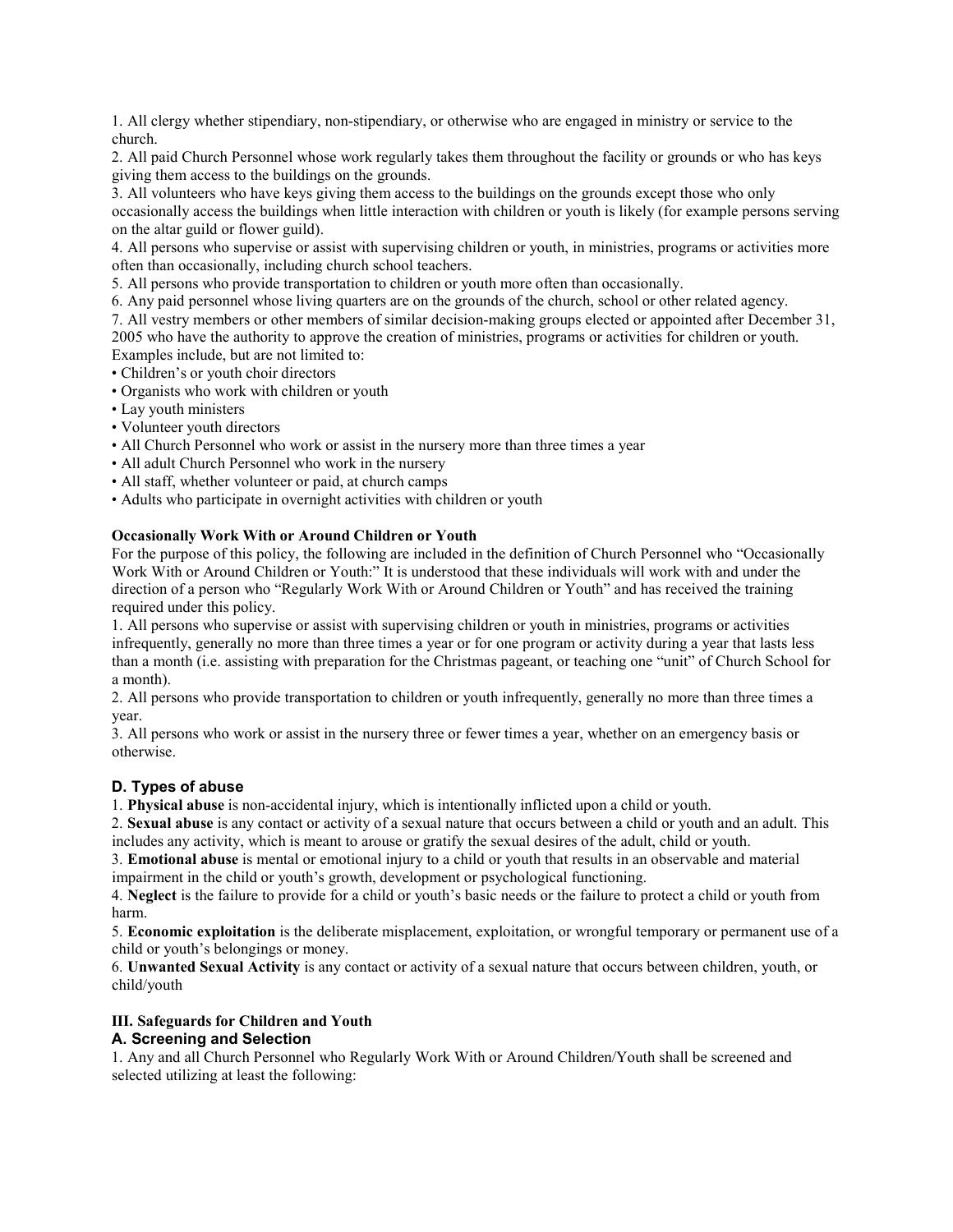1. All clergy whether stipendiary, non-stipendiary, or otherwise who are engaged in ministry or service to the church.
2. All paid Church Personnel whose work regularly takes them throughout the facility or grounds or who has keys giving them access to the buildings on the grounds.
3. All volunteers who have keys giving them access to the buildings on the grounds except those who only occasionally access the buildings when little interaction with children or youth is likely (for example persons serving on the altar guild or flower guild).
4. All persons who supervise or assist with supervising children or youth, in ministries, programs or activities more often than occasionally, including church school teachers.
5. All persons who provide transportation to children or youth more often than occasionally.
6. Any paid personnel whose living quarters are on the grounds of the church, school or other related agency.
7. All vestry members or other members of similar decision-making groups elected or appointed after December 31, 2005 who have the authority to approve the creation of ministries, programs or activities for children or youth.

Examples include, but are not limited to:

- Children's or youth choir directors
- Organists who work with children or youth
- Lay youth ministers
- Volunteer youth directors
- All Church Personnel who work or assist in the nursery more than three times a year
- All adult Church Personnel who work in the nursery
- All staff, whether volunteer or paid, at church camps
- Adults who participate in overnight activities with children or youth

**Occasionally Work With or Around Children or Youth**

For the purpose of this policy, the following are included in the definition of Church Personnel who "Occasionally Work With or Around Children or Youth:" It is understood that these individuals will work with and under the direction of a person who "Regularly Work With or Around Children or Youth" and has received the training required under this policy.

1. All persons who supervise or assist with supervising children or youth in ministries, programs or activities infrequently, generally no more than three times a year or for one program or activity during a year that lasts less than a month (i.e. assisting with preparation for the Christmas pageant, or teaching one "unit" of Church School for a month).
2. All persons who provide transportation to children or youth infrequently, generally no more than three times a year.
3. All persons who work or assist in the nursery three or fewer times a year, whether on an emergency basis or otherwise.

### D. Types of abuse

1. **Physical abuse** is non-accidental injury, which is intentionally inflicted upon a child or youth.
2. **Sexual abuse** is any contact or activity of a sexual nature that occurs between a child or youth and an adult. This includes any activity, which is meant to arouse or gratify the sexual desires of the adult, child or youth.
3. **Emotional abuse** is mental or emotional injury to a child or youth that results in an observable and material impairment in the child or youth's growth, development or psychological functioning.
4. **Neglect** is the failure to provide for a child or youth's basic needs or the failure to protect a child or youth from harm.
5. **Economic exploitation** is the deliberate misplacement, exploitation, or wrongful temporary or permanent use of a child or youth's belongings or money.
6. **Unwanted Sexual Activity** is any contact or activity of a sexual nature that occurs between children, youth, or child/youth

## III. Safeguards for Children and Youth

### A. Screening and Selection

1. Any and all Church Personnel who Regularly Work With or Around Children/Youth shall be screened and selected utilizing at least the following: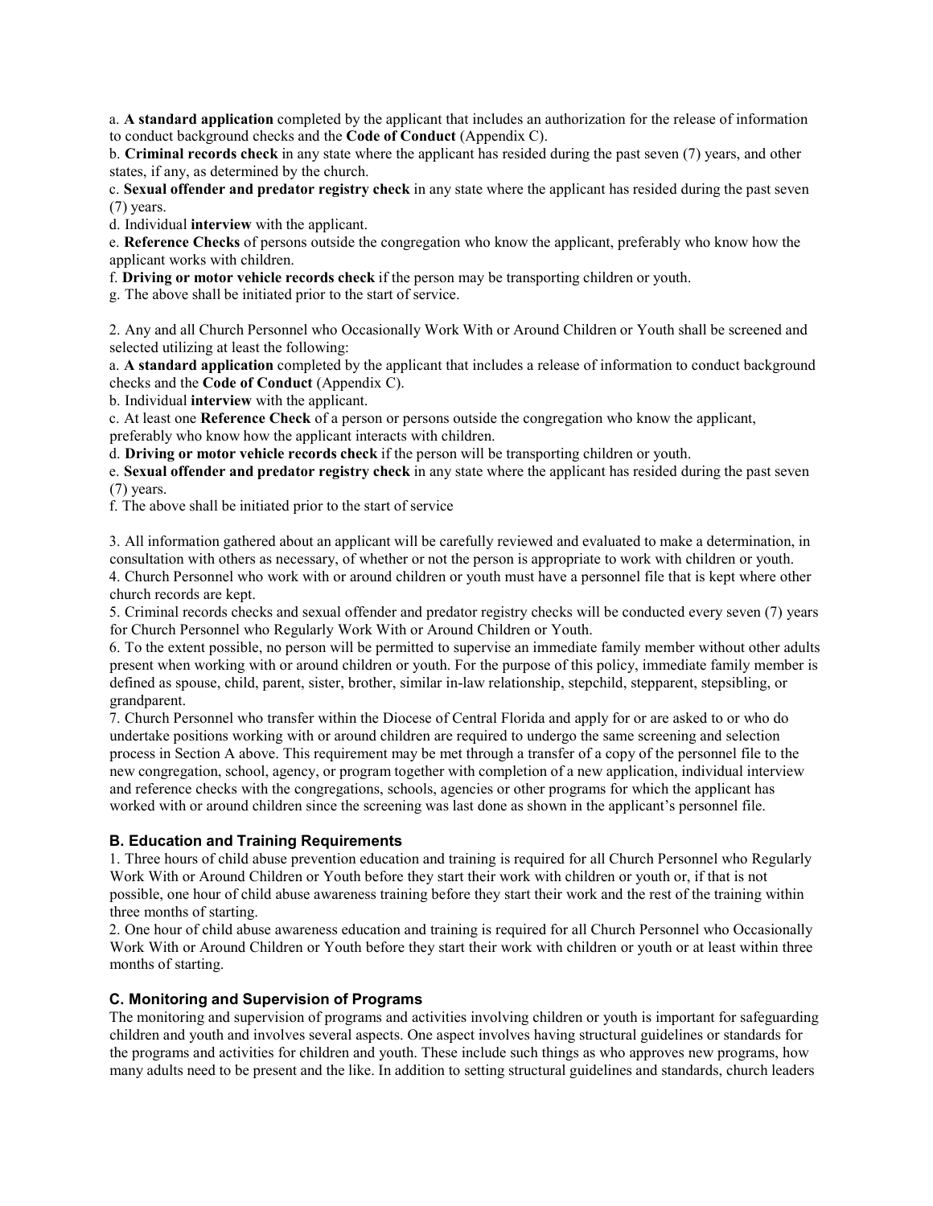a. **A standard application** completed by the applicant that includes an authorization for the release of information to conduct background checks and the **Code of Conduct** (Appendix C).

b. **Criminal records check** in any state where the applicant has resided during the past seven (7) years, and other states, if any, as determined by the church.

c. **Sexual offender and predator registry check** in any state where the applicant has resided during the past seven (7) years.

d. Individual **interview** with the applicant.

e. **Reference Checks** of persons outside the congregation who know the applicant, preferably who know how the applicant works with children.

f. **Driving or motor vehicle records check** if the person may be transporting children or youth.

g. The above shall be initiated prior to the start of service.

2. Any and all Church Personnel who Occasionally Work With or Around Children or Youth shall be screened and selected utilizing at least the following:

a. **A standard application** completed by the applicant that includes a release of information to conduct background checks and the **Code of Conduct** (Appendix C).

b. Individual **interview** with the applicant.

c. At least one **Reference Check** of a person or persons outside the congregation who know the applicant, preferably who know how the applicant interacts with children.

d. **Driving or motor vehicle records check** if the person will be transporting children or youth.

e. **Sexual offender and predator registry check** in any state where the applicant has resided during the past seven (7) years.

f. The above shall be initiated prior to the start of service

3. All information gathered about an applicant will be carefully reviewed and evaluated to make a determination, in consultation with others as necessary, of whether or not the person is appropriate to work with children or youth.

4. Church Personnel who work with or around children or youth must have a personnel file that is kept where other church records are kept.

5. Criminal records checks and sexual offender and predator registry checks will be conducted every seven (7) years for Church Personnel who Regularly Work With or Around Children or Youth.

6. To the extent possible, no person will be permitted to supervise an immediate family member without other adults present when working with or around children or youth. For the purpose of this policy, immediate family member is defined as spouse, child, parent, sister, brother, similar in-law relationship, stepchild, stepparent, stepsibling, or grandparent.

7. Church Personnel who transfer within the Diocese of Central Florida and apply for or are asked to or who do undertake positions working with or around children are required to undergo the same screening and selection process in Section A above. This requirement may be met through a transfer of a copy of the personnel file to the new congregation, school, agency, or program together with completion of a new application, individual interview and reference checks with the congregations, schools, agencies or other programs for which the applicant has worked with or around children since the screening was last done as shown in the applicant's personnel file.

### B. Education and Training Requirements

1. Three hours of child abuse prevention education and training is required for all Church Personnel who Regularly Work With or Around Children or Youth before they start their work with children or youth or, if that is not possible, one hour of child abuse awareness training before they start their work and the rest of the training within three months of starting.

2. One hour of child abuse awareness education and training is required for all Church Personnel who Occasionally Work With or Around Children or Youth before they start their work with children or youth or at least within three months of starting.

### C. Monitoring and Supervision of Programs

The monitoring and supervision of programs and activities involving children or youth is important for safeguarding children and youth and involves several aspects. One aspect involves having structural guidelines or standards for the programs and activities for children and youth. These include such things as who approves new programs, how many adults need to be present and the like. In addition to setting structural guidelines and standards, church leaders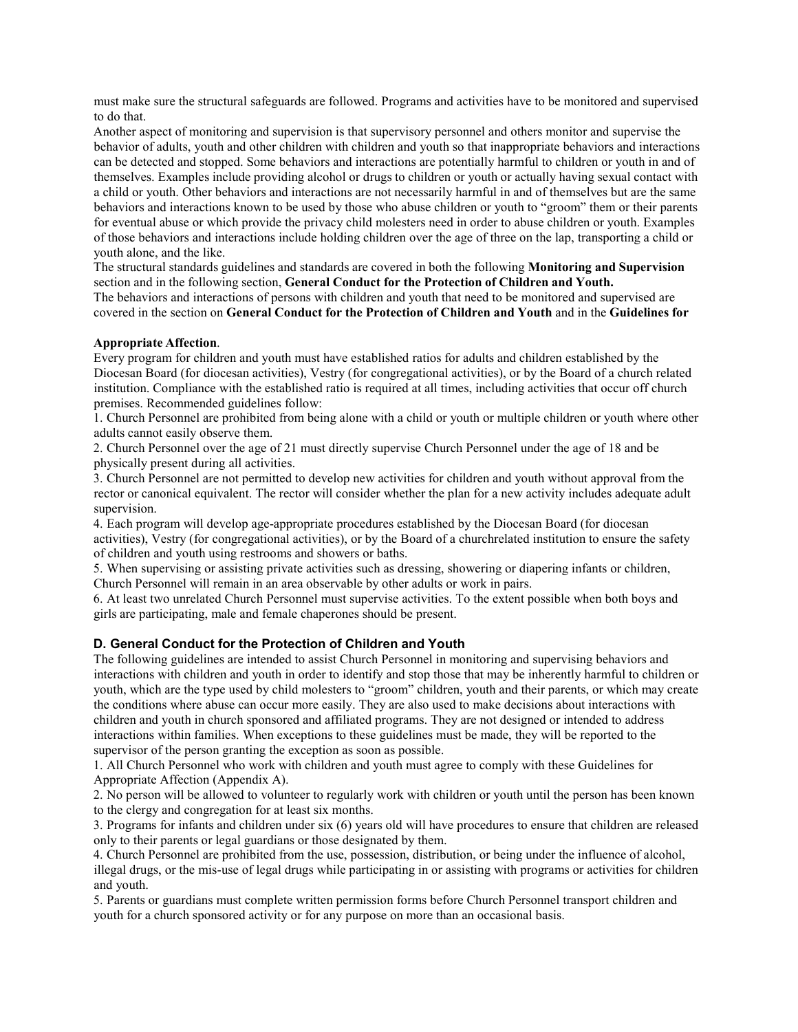must make sure the structural safeguards are followed. Programs and activities have to be monitored and supervised to do that.

Another aspect of monitoring and supervision is that supervisory personnel and others monitor and supervise the behavior of adults, youth and other children with children and youth so that inappropriate behaviors and interactions can be detected and stopped. Some behaviors and interactions are potentially harmful to children or youth in and of themselves. Examples include providing alcohol or drugs to children or youth or actually having sexual contact with a child or youth. Other behaviors and interactions are not necessarily harmful in and of themselves but are the same behaviors and interactions known to be used by those who abuse children or youth to "groom" them or their parents for eventual abuse or which provide the privacy child molesters need in order to abuse children or youth. Examples of those behaviors and interactions include holding children over the age of three on the lap, transporting a child or youth alone, and the like.

The structural standards guidelines and standards are covered in both the following **Monitoring and Supervision** section and in the following section, **General Conduct for the Protection of Children and Youth.**

The behaviors and interactions of persons with children and youth that need to be monitored and supervised are covered in the section on **General Conduct for the Protection of Children and Youth** and in the **Guidelines for**

**Appropriate Affection**.

Every program for children and youth must have established ratios for adults and children established by the Diocesan Board (for diocesan activities), Vestry (for congregational activities), or by the Board of a church related institution. Compliance with the established ratio is required at all times, including activities that occur off church premises. Recommended guidelines follow:

1. Church Personnel are prohibited from being alone with a child or youth or multiple children or youth where other adults cannot easily observe them.
2. Church Personnel over the age of 21 must directly supervise Church Personnel under the age of 18 and be physically present during all activities.
3. Church Personnel are not permitted to develop new activities for children and youth without approval from the rector or canonical equivalent. The rector will consider whether the plan for a new activity includes adequate adult supervision.
4. Each program will develop age-appropriate procedures established by the Diocesan Board (for diocesan activities), Vestry (for congregational activities), or by the Board of a churchrelated institution to ensure the safety of children and youth using restrooms and showers or baths.
5. When supervising or assisting private activities such as dressing, showering or diapering infants or children, Church Personnel will remain in an area observable by other adults or work in pairs.
6. At least two unrelated Church Personnel must supervise activities. To the extent possible when both boys and girls are participating, male and female chaperones should be present.

### D. General Conduct for the Protection of Children and Youth

The following guidelines are intended to assist Church Personnel in monitoring and supervising behaviors and interactions with children and youth in order to identify and stop those that may be inherently harmful to children or youth, which are the type used by child molesters to "groom" children, youth and their parents, or which may create the conditions where abuse can occur more easily. They are also used to make decisions about interactions with children and youth in church sponsored and affiliated programs. They are not designed or intended to address interactions within families. When exceptions to these guidelines must be made, they will be reported to the supervisor of the person granting the exception as soon as possible.

1. All Church Personnel who work with children and youth must agree to comply with these Guidelines for Appropriate Affection (Appendix A).
2. No person will be allowed to volunteer to regularly work with children or youth until the person has been known to the clergy and congregation for at least six months.
3. Programs for infants and children under six (6) years old will have procedures to ensure that children are released only to their parents or legal guardians or those designated by them.
4. Church Personnel are prohibited from the use, possession, distribution, or being under the influence of alcohol, illegal drugs, or the mis-use of legal drugs while participating in or assisting with programs or activities for children and youth.
5. Parents or guardians must complete written permission forms before Church Personnel transport children and youth for a church sponsored activity or for any purpose on more than an occasional basis.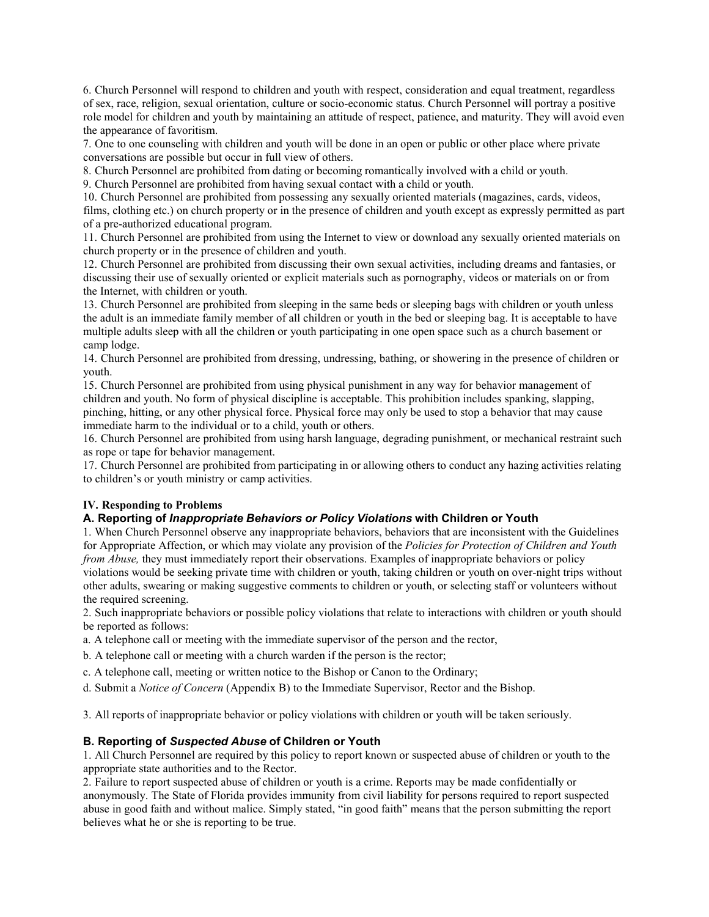6. Church Personnel will respond to children and youth with respect, consideration and equal treatment, regardless of sex, race, religion, sexual orientation, culture or socio-economic status. Church Personnel will portray a positive role model for children and youth by maintaining an attitude of respect, patience, and maturity. They will avoid even the appearance of favoritism.

7. One to one counseling with children and youth will be done in an open or public or other place where private conversations are possible but occur in full view of others.

8. Church Personnel are prohibited from dating or becoming romantically involved with a child or youth.

9. Church Personnel are prohibited from having sexual contact with a child or youth.

10. Church Personnel are prohibited from possessing any sexually oriented materials (magazines, cards, videos, films, clothing etc.) on church property or in the presence of children and youth except as expressly permitted as part of a pre-authorized educational program.

11. Church Personnel are prohibited from using the Internet to view or download any sexually oriented materials on church property or in the presence of children and youth.

12. Church Personnel are prohibited from discussing their own sexual activities, including dreams and fantasies, or discussing their use of sexually oriented or explicit materials such as pornography, videos or materials on or from the Internet, with children or youth.

13. Church Personnel are prohibited from sleeping in the same beds or sleeping bags with children or youth unless the adult is an immediate family member of all children or youth in the bed or sleeping bag. It is acceptable to have multiple adults sleep with all the children or youth participating in one open space such as a church basement or camp lodge.

14. Church Personnel are prohibited from dressing, undressing, bathing, or showering in the presence of children or youth.

15. Church Personnel are prohibited from using physical punishment in any way for behavior management of children and youth. No form of physical discipline is acceptable. This prohibition includes spanking, slapping, pinching, hitting, or any other physical force. Physical force may only be used to stop a behavior that may cause immediate harm to the individual or to a child, youth or others.

16. Church Personnel are prohibited from using harsh language, degrading punishment, or mechanical restraint such as rope or tape for behavior management.

17. Church Personnel are prohibited from participating in or allowing others to conduct any hazing activities relating to children's or youth ministry or camp activities.

**IV. Responding to Problems**

### A. Reporting of *Inappropriate Behaviors or Policy Violations* with Children or Youth

1. When Church Personnel observe any inappropriate behaviors, behaviors that are inconsistent with the Guidelines for Appropriate Affection, or which may violate any provision of the *Policies for Protection of Children and Youth from Abuse,* they must immediately report their observations. Examples of inappropriate behaviors or policy violations would be seeking private time with children or youth, taking children or youth on over-night trips without other adults, swearing or making suggestive comments to children or youth, or selecting staff or volunteers without the required screening.

2. Such inappropriate behaviors or possible policy violations that relate to interactions with children or youth should be reported as follows:

a. A telephone call or meeting with the immediate supervisor of the person and the rector,

b. A telephone call or meeting with a church warden if the person is the rector;

c. A telephone call, meeting or written notice to the Bishop or Canon to the Ordinary;

d. Submit a *Notice of Concern* (Appendix B) to the Immediate Supervisor, Rector and the Bishop.

3. All reports of inappropriate behavior or policy violations with children or youth will be taken seriously.

### B. Reporting of *Suspected Abuse* of Children or Youth

1. All Church Personnel are required by this policy to report known or suspected abuse of children or youth to the appropriate state authorities and to the Rector.

2. Failure to report suspected abuse of children or youth is a crime. Reports may be made confidentially or anonymously. The State of Florida provides immunity from civil liability for persons required to report suspected abuse in good faith and without malice. Simply stated, "in good faith" means that the person submitting the report believes what he or she is reporting to be true.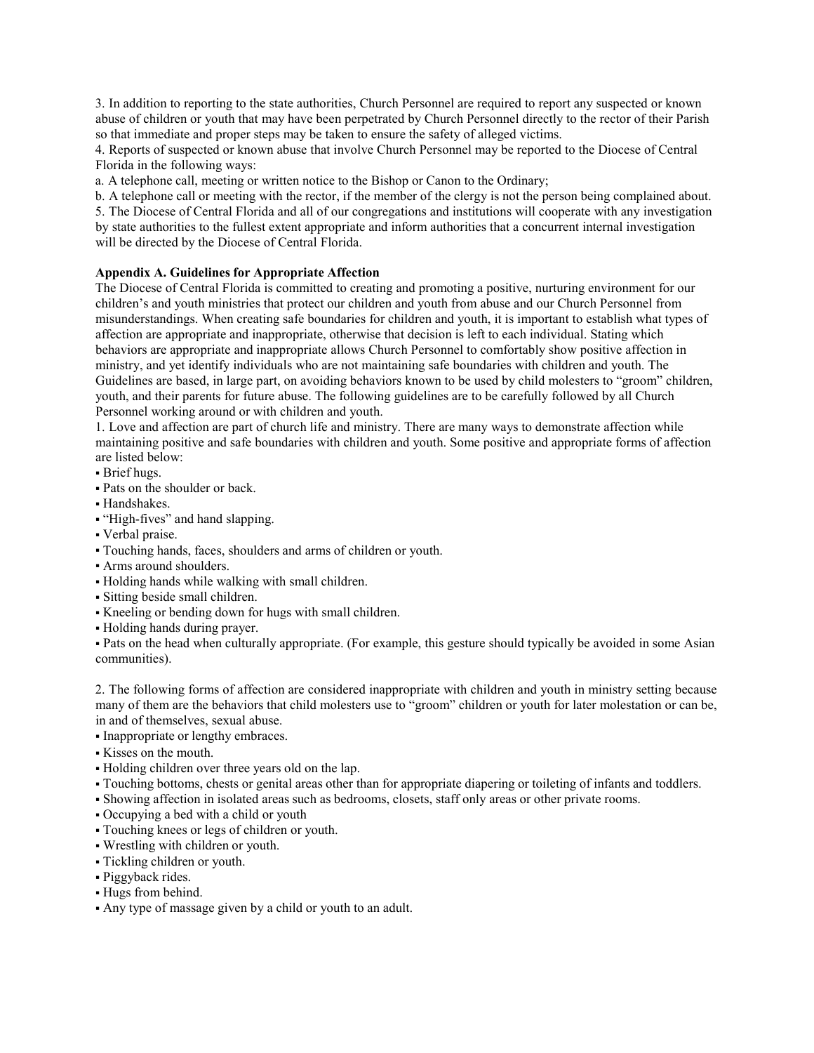3. In addition to reporting to the state authorities, Church Personnel are required to report any suspected or known abuse of children or youth that may have been perpetrated by Church Personnel directly to the rector of their Parish so that immediate and proper steps may be taken to ensure the safety of alleged victims.

4. Reports of suspected or known abuse that involve Church Personnel may be reported to the Diocese of Central Florida in the following ways:

a. A telephone call, meeting or written notice to the Bishop or Canon to the Ordinary;

b. A telephone call or meeting with the rector, if the member of the clergy is not the person being complained about.

5. The Diocese of Central Florida and all of our congregations and institutions will cooperate with any investigation by state authorities to the fullest extent appropriate and inform authorities that a concurrent internal investigation will be directed by the Diocese of Central Florida.

**Appendix A. Guidelines for Appropriate Affection**

The Diocese of Central Florida is committed to creating and promoting a positive, nurturing environment for our children's and youth ministries that protect our children and youth from abuse and our Church Personnel from misunderstandings. When creating safe boundaries for children and youth, it is important to establish what types of affection are appropriate and inappropriate, otherwise that decision is left to each individual. Stating which behaviors are appropriate and inappropriate allows Church Personnel to comfortably show positive affection in ministry, and yet identify individuals who are not maintaining safe boundaries with children and youth. The Guidelines are based, in large part, on avoiding behaviors known to be used by child molesters to "groom" children, youth, and their parents for future abuse. The following guidelines are to be carefully followed by all Church Personnel working around or with children and youth.

1. Love and affection are part of church life and ministry. There are many ways to demonstrate affection while maintaining positive and safe boundaries with children and youth. Some positive and appropriate forms of affection are listed below:

- Brief hugs.
- Pats on the shoulder or back.
- Handshakes.
- "High-fives" and hand slapping.
- Verbal praise.
- Touching hands, faces, shoulders and arms of children or youth.
- Arms around shoulders.
- Holding hands while walking with small children.
- Sitting beside small children.
- Kneeling or bending down for hugs with small children.
- Holding hands during prayer.
- Pats on the head when culturally appropriate. (For example, this gesture should typically be avoided in some Asian communities).

2. The following forms of affection are considered inappropriate with children and youth in ministry setting because many of them are the behaviors that child molesters use to "groom" children or youth for later molestation or can be, in and of themselves, sexual abuse.

- Inappropriate or lengthy embraces.
- Kisses on the mouth.
- Holding children over three years old on the lap.
- Touching bottoms, chests or genital areas other than for appropriate diapering or toileting of infants and toddlers.
- Showing affection in isolated areas such as bedrooms, closets, staff only areas or other private rooms.
- Occupying a bed with a child or youth
- Touching knees or legs of children or youth.
- Wrestling with children or youth.
- Tickling children or youth.
- Piggyback rides.
- Hugs from behind.
- Any type of massage given by a child or youth to an adult.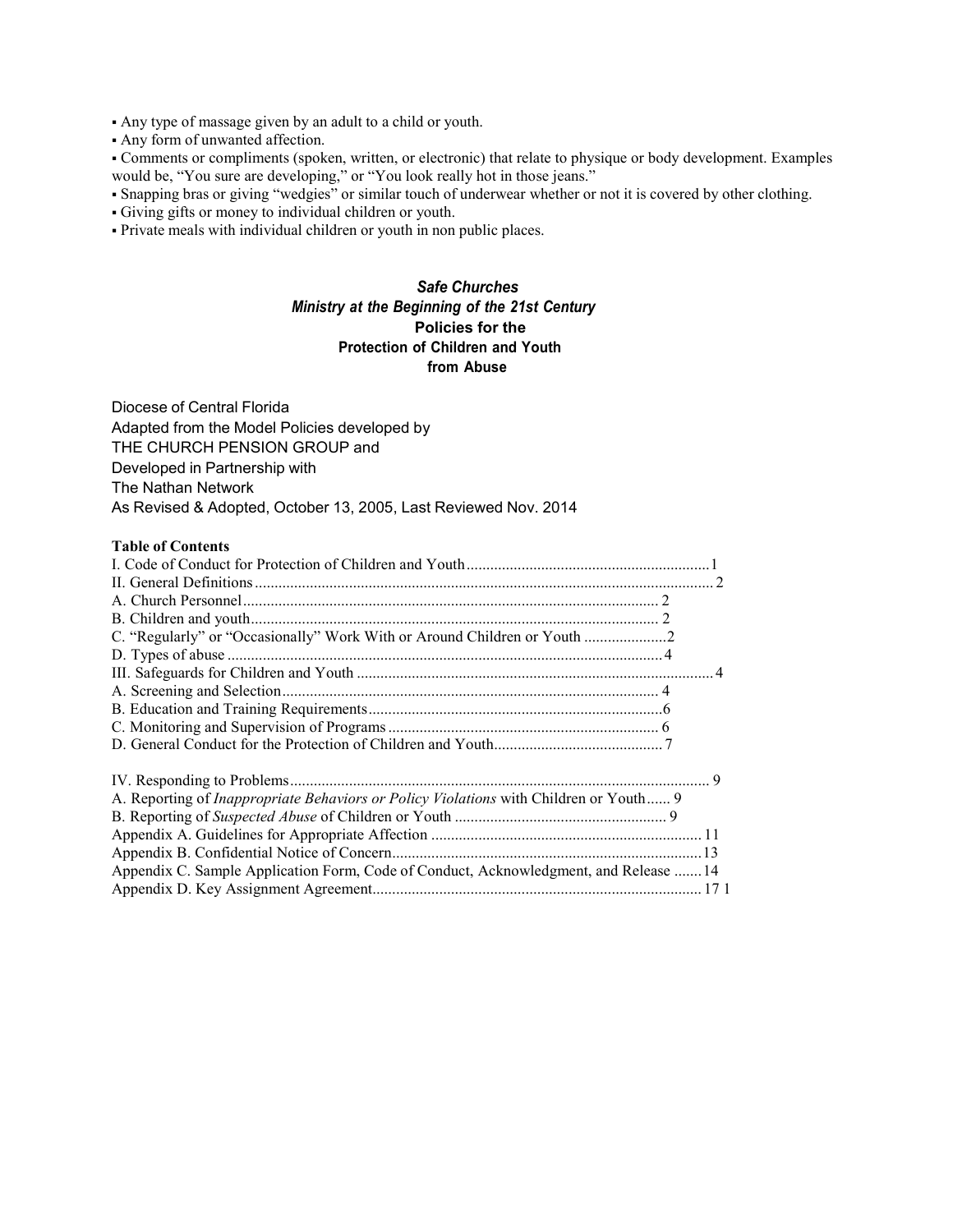- Any type of massage given by an adult to a child or youth.
- Any form of unwanted affection.
- Comments or compliments (spoken, written, or electronic) that relate to physique or body development. Examples would be, "You sure are developing," or "You look really hot in those jeans."
- Snapping bras or giving "wedgies" or similar touch of underwear whether or not it is covered by other clothing.
- Giving gifts or money to individual children or youth.
- Private meals with individual children or youth in non public places.

***Safe Churches***
***Ministry at the Beginning of the 21st Century***
**Policies for the**
**Protection of Children and Youth**
**from Abuse**

Diocese of Central Florida
Adapted from the Model Policies developed by
THE CHURCH PENSION GROUP and
Developed in Partnership with
The Nathan Network
As Revised & Adopted, October 13, 2005, Last Reviewed Nov. 2014

**Table of Contents**

I. Code of Conduct for Protection of Children and Youth .......... 1
II. General Definitions .......... 2
A. Church Personnel .......... 2
B. Children and youth .......... 2
C. "Regularly" or "Occasionally" Work With or Around Children or Youth .......... 2
D. Types of abuse .......... 4
III. Safeguards for Children and Youth .......... 4
A. Screening and Selection .......... 4
B. Education and Training Requirements .......... 6
C. Monitoring and Supervision of Programs .......... 6
D. General Conduct for the Protection of Children and Youth .......... 7

IV. Responding to Problems .......... 9
A. Reporting of *Inappropriate Behaviors or Policy Violations* with Children or Youth .......... 9
B. Reporting of *Suspected Abuse* of Children or Youth .......... 9
Appendix A. Guidelines for Appropriate Affection .......... 11
Appendix B. Confidential Notice of Concern .......... 13
Appendix C. Sample Application Form, Code of Conduct, Acknowledgment, and Release .......... 14
Appendix D. Key Assignment Agreement .......... 17 1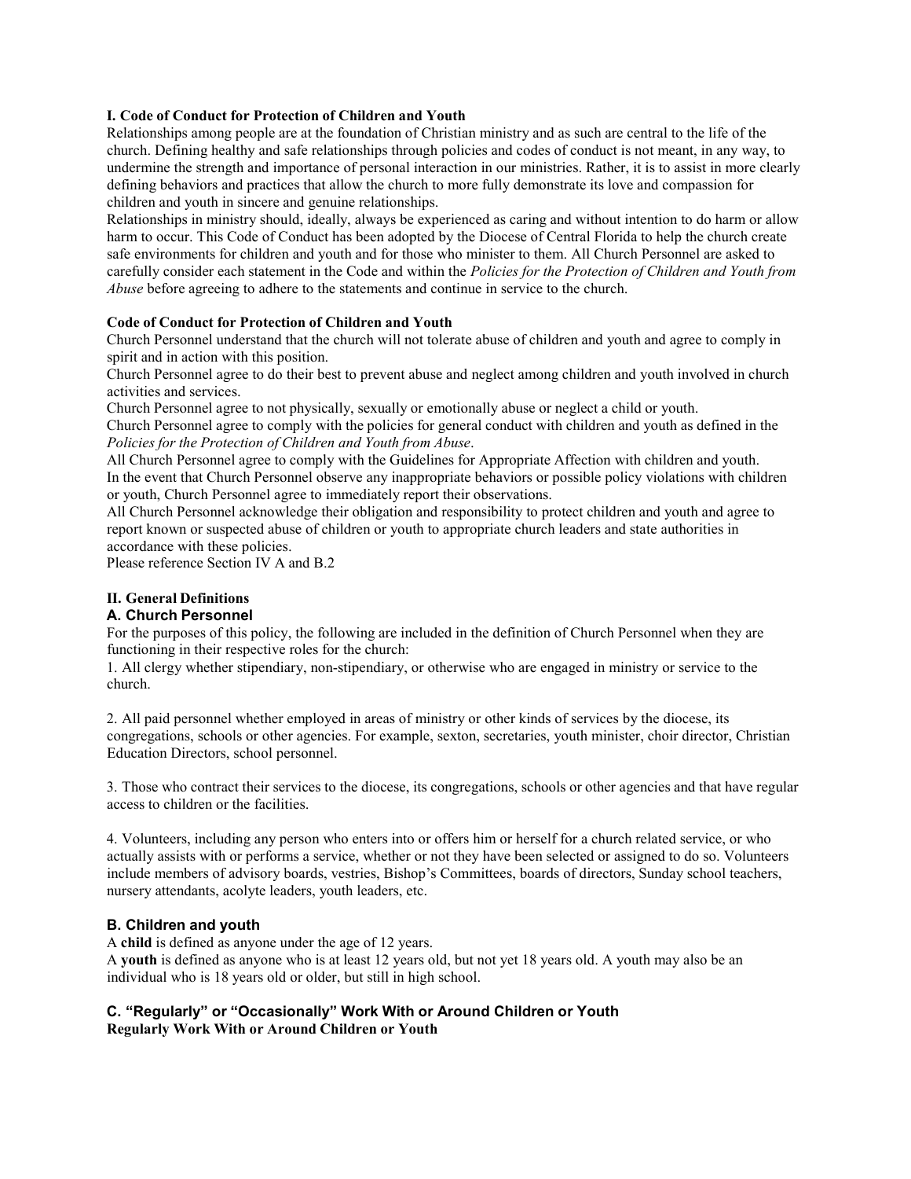**I. Code of Conduct for Protection of Children and Youth**

Relationships among people are at the foundation of Christian ministry and as such are central to the life of the church. Defining healthy and safe relationships through policies and codes of conduct is not meant, in any way, to undermine the strength and importance of personal interaction in our ministries. Rather, it is to assist in more clearly defining behaviors and practices that allow the church to more fully demonstrate its love and compassion for children and youth in sincere and genuine relationships.

Relationships in ministry should, ideally, always be experienced as caring and without intention to do harm or allow harm to occur. This Code of Conduct has been adopted by the Diocese of Central Florida to help the church create safe environments for children and youth and for those who minister to them. All Church Personnel are asked to carefully consider each statement in the Code and within the *Policies for the Protection of Children and Youth from Abuse* before agreeing to adhere to the statements and continue in service to the church.

**Code of Conduct for Protection of Children and Youth**

Church Personnel understand that the church will not tolerate abuse of children and youth and agree to comply in spirit and in action with this position.

Church Personnel agree to do their best to prevent abuse and neglect among children and youth involved in church activities and services.

Church Personnel agree to not physically, sexually or emotionally abuse or neglect a child or youth.

Church Personnel agree to comply with the policies for general conduct with children and youth as defined in the *Policies for the Protection of Children and Youth from Abuse*.

All Church Personnel agree to comply with the Guidelines for Appropriate Affection with children and youth.

In the event that Church Personnel observe any inappropriate behaviors or possible policy violations with children or youth, Church Personnel agree to immediately report their observations.

All Church Personnel acknowledge their obligation and responsibility to protect children and youth and agree to report known or suspected abuse of children or youth to appropriate church leaders and state authorities in accordance with these policies.

Please reference Section IV A and B.2

**II. General Definitions**

### A. Church Personnel

For the purposes of this policy, the following are included in the definition of Church Personnel when they are functioning in their respective roles for the church:

1. All clergy whether stipendiary, non-stipendiary, or otherwise who are engaged in ministry or service to the church.

2. All paid personnel whether employed in areas of ministry or other kinds of services by the diocese, its congregations, schools or other agencies. For example, sexton, secretaries, youth minister, choir director, Christian Education Directors, school personnel.

3. Those who contract their services to the diocese, its congregations, schools or other agencies and that have regular access to children or the facilities.

4. Volunteers, including any person who enters into or offers him or herself for a church related service, or who actually assists with or performs a service, whether or not they have been selected or assigned to do so. Volunteers include members of advisory boards, vestries, Bishop's Committees, boards of directors, Sunday school teachers, nursery attendants, acolyte leaders, youth leaders, etc.

### B. Children and youth

A **child** is defined as anyone under the age of 12 years.

A **youth** is defined as anyone who is at least 12 years old, but not yet 18 years old. A youth may also be an individual who is 18 years old or older, but still in high school.

### C. "Regularly" or "Occasionally" Work With or Around Children or Youth

**Regularly Work With or Around Children or Youth**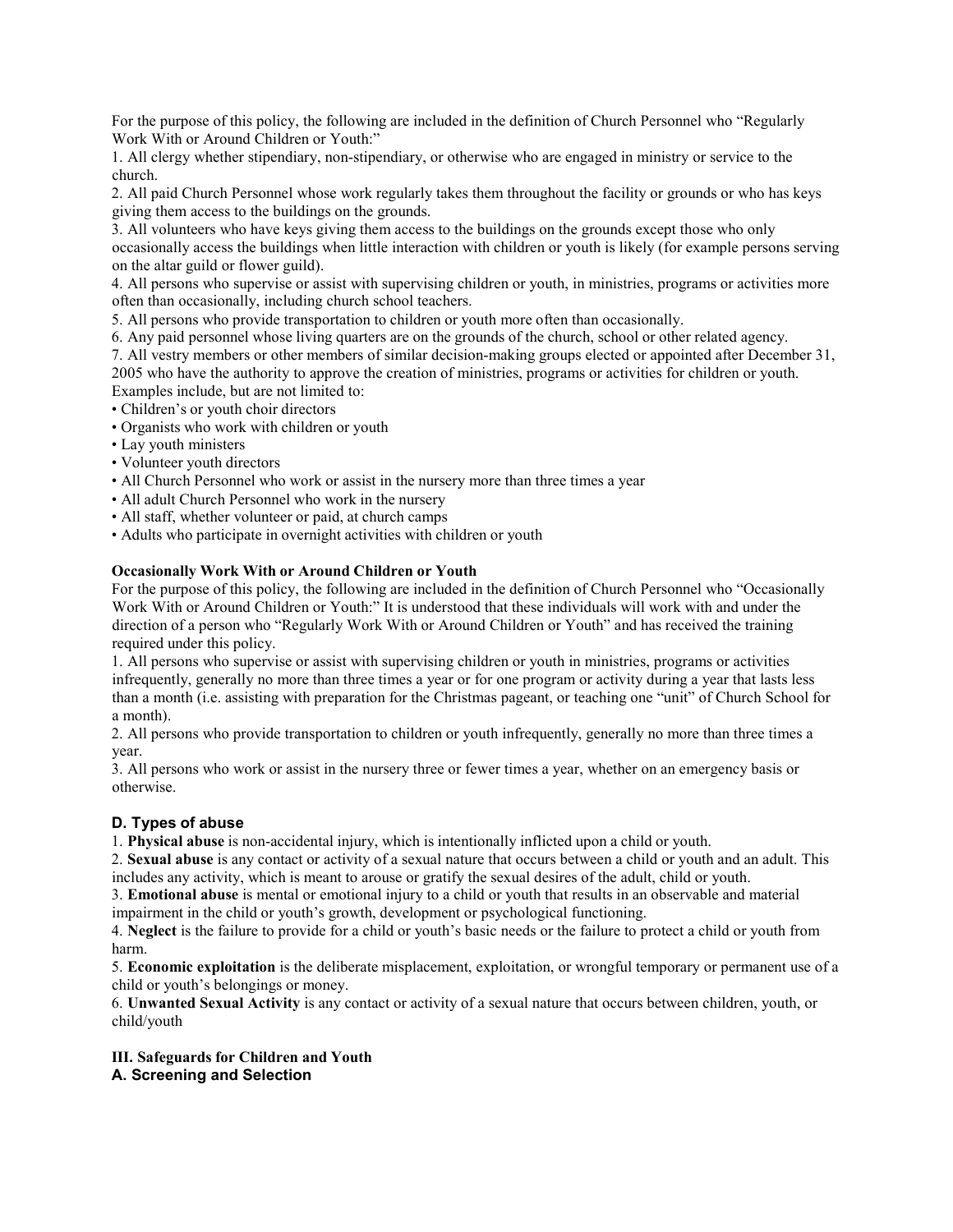For the purpose of this policy, the following are included in the definition of Church Personnel who "Regularly Work With or Around Children or Youth:"

1. All clergy whether stipendiary, non-stipendiary, or otherwise who are engaged in ministry or service to the church.
2. All paid Church Personnel whose work regularly takes them throughout the facility or grounds or who has keys giving them access to the buildings on the grounds.
3. All volunteers who have keys giving them access to the buildings on the grounds except those who only occasionally access the buildings when little interaction with children or youth is likely (for example persons serving on the altar guild or flower guild).
4. All persons who supervise or assist with supervising children or youth, in ministries, programs or activities more often than occasionally, including church school teachers.
5. All persons who provide transportation to children or youth more often than occasionally.
6. Any paid personnel whose living quarters are on the grounds of the church, school or other related agency.
7. All vestry members or other members of similar decision-making groups elected or appointed after December 31, 2005 who have the authority to approve the creation of ministries, programs or activities for children or youth.

Examples include, but are not limited to:

- Children's or youth choir directors
- Organists who work with children or youth
- Lay youth ministers
- Volunteer youth directors
- All Church Personnel who work or assist in the nursery more than three times a year
- All adult Church Personnel who work in the nursery
- All staff, whether volunteer or paid, at church camps
- Adults who participate in overnight activities with children or youth

**Occasionally Work With or Around Children or Youth**

For the purpose of this policy, the following are included in the definition of Church Personnel who "Occasionally Work With or Around Children or Youth:" It is understood that these individuals will work with and under the direction of a person who "Regularly Work With or Around Children or Youth" and has received the training required under this policy.

1. All persons who supervise or assist with supervising children or youth in ministries, programs or activities infrequently, generally no more than three times a year or for one program or activity during a year that lasts less than a month (i.e. assisting with preparation for the Christmas pageant, or teaching one "unit" of Church School for a month).
2. All persons who provide transportation to children or youth infrequently, generally no more than three times a year.
3. All persons who work or assist in the nursery three or fewer times a year, whether on an emergency basis or otherwise.

### D. Types of abuse

1. **Physical abuse** is non-accidental injury, which is intentionally inflicted upon a child or youth.
2. **Sexual abuse** is any contact or activity of a sexual nature that occurs between a child or youth and an adult. This includes any activity, which is meant to arouse or gratify the sexual desires of the adult, child or youth.
3. **Emotional abuse** is mental or emotional injury to a child or youth that results in an observable and material impairment in the child or youth's growth, development or psychological functioning.
4. **Neglect** is the failure to provide for a child or youth's basic needs or the failure to protect a child or youth from harm.
5. **Economic exploitation** is the deliberate misplacement, exploitation, or wrongful temporary or permanent use of a child or youth's belongings or money.
6. **Unwanted Sexual Activity** is any contact or activity of a sexual nature that occurs between children, youth, or child/youth

## III. Safeguards for Children and Youth

### A. Screening and Selection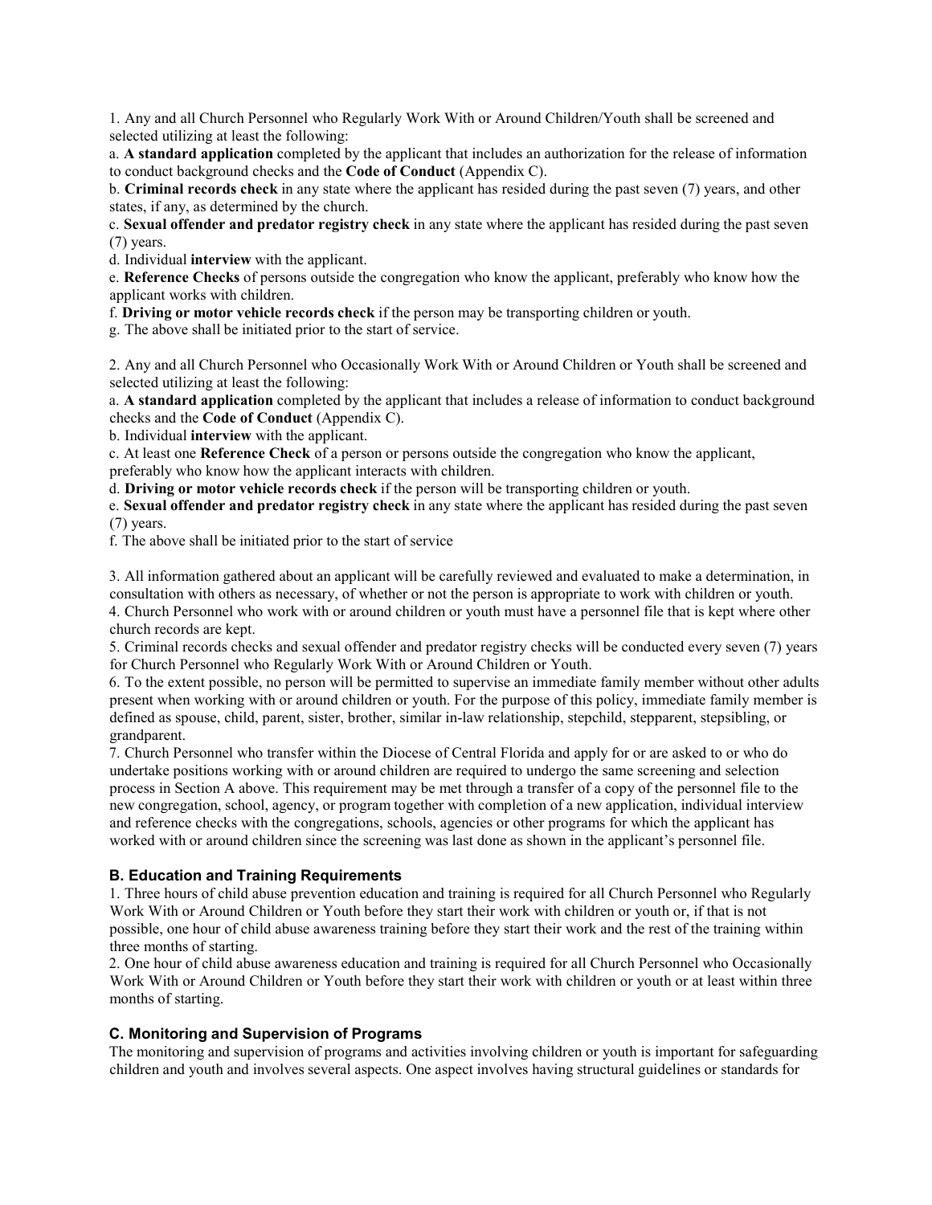1. Any and all Church Personnel who Regularly Work With or Around Children/Youth shall be screened and selected utilizing at least the following:

a. **A standard application** completed by the applicant that includes an authorization for the release of information to conduct background checks and the **Code of Conduct** (Appendix C).

b. **Criminal records check** in any state where the applicant has resided during the past seven (7) years, and other states, if any, as determined by the church.

c. **Sexual offender and predator registry check** in any state where the applicant has resided during the past seven (7) years.

d. Individual **interview** with the applicant.

e. **Reference Checks** of persons outside the congregation who know the applicant, preferably who know how the applicant works with children.

f. **Driving or motor vehicle records check** if the person may be transporting children or youth.

g. The above shall be initiated prior to the start of service.

2. Any and all Church Personnel who Occasionally Work With or Around Children or Youth shall be screened and selected utilizing at least the following:

a. **A standard application** completed by the applicant that includes a release of information to conduct background checks and the **Code of Conduct** (Appendix C).

b. Individual **interview** with the applicant.

c. At least one **Reference Check** of a person or persons outside the congregation who know the applicant, preferably who know how the applicant interacts with children.

d. **Driving or motor vehicle records check** if the person will be transporting children or youth.

e. **Sexual offender and predator registry check** in any state where the applicant has resided during the past seven (7) years.

f. The above shall be initiated prior to the start of service

3. All information gathered about an applicant will be carefully reviewed and evaluated to make a determination, in consultation with others as necessary, of whether or not the person is appropriate to work with children or youth.

4. Church Personnel who work with or around children or youth must have a personnel file that is kept where other church records are kept.

5. Criminal records checks and sexual offender and predator registry checks will be conducted every seven (7) years for Church Personnel who Regularly Work With or Around Children or Youth.

6. To the extent possible, no person will be permitted to supervise an immediate family member without other adults present when working with or around children or youth. For the purpose of this policy, immediate family member is defined as spouse, child, parent, sister, brother, similar in-law relationship, stepchild, stepparent, stepsibling, or grandparent.

7. Church Personnel who transfer within the Diocese of Central Florida and apply for or are asked to or who do undertake positions working with or around children are required to undergo the same screening and selection process in Section A above. This requirement may be met through a transfer of a copy of the personnel file to the new congregation, school, agency, or program together with completion of a new application, individual interview and reference checks with the congregations, schools, agencies or other programs for which the applicant has worked with or around children since the screening was last done as shown in the applicant's personnel file.

### B. Education and Training Requirements

1. Three hours of child abuse prevention education and training is required for all Church Personnel who Regularly Work With or Around Children or Youth before they start their work with children or youth or, if that is not possible, one hour of child abuse awareness training before they start their work and the rest of the training within three months of starting.

2. One hour of child abuse awareness education and training is required for all Church Personnel who Occasionally Work With or Around Children or Youth before they start their work with children or youth or at least within three months of starting.

### C. Monitoring and Supervision of Programs

The monitoring and supervision of programs and activities involving children or youth is important for safeguarding children and youth and involves several aspects. One aspect involves having structural guidelines or standards for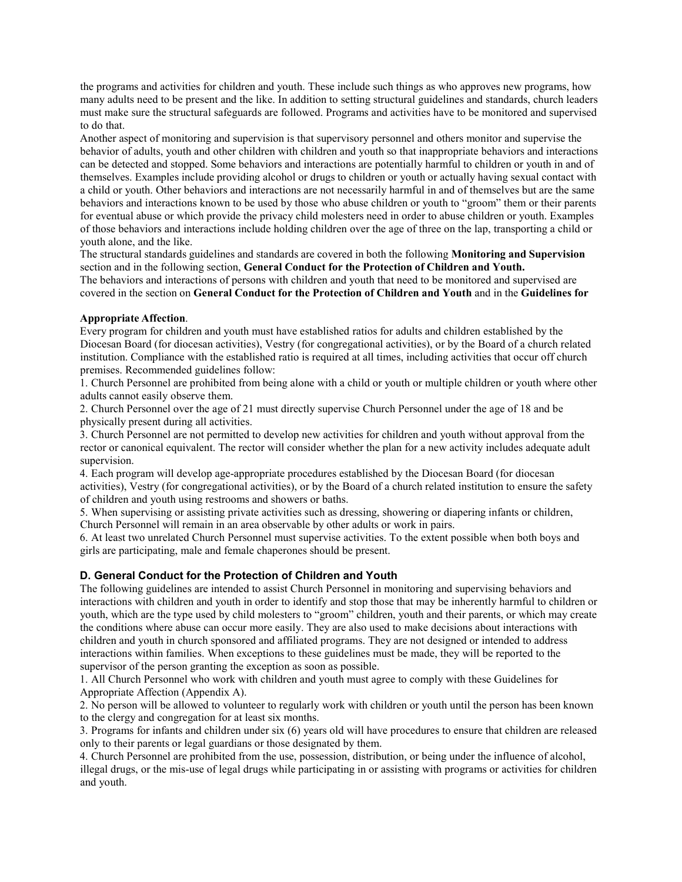the programs and activities for children and youth. These include such things as who approves new programs, how many adults need to be present and the like. In addition to setting structural guidelines and standards, church leaders must make sure the structural safeguards are followed. Programs and activities have to be monitored and supervised to do that.

Another aspect of monitoring and supervision is that supervisory personnel and others monitor and supervise the behavior of adults, youth and other children with children and youth so that inappropriate behaviors and interactions can be detected and stopped. Some behaviors and interactions are potentially harmful to children or youth in and of themselves. Examples include providing alcohol or drugs to children or youth or actually having sexual contact with a child or youth. Other behaviors and interactions are not necessarily harmful in and of themselves but are the same behaviors and interactions known to be used by those who abuse children or youth to "groom" them or their parents for eventual abuse or which provide the privacy child molesters need in order to abuse children or youth. Examples of those behaviors and interactions include holding children over the age of three on the lap, transporting a child or youth alone, and the like.

The structural standards guidelines and standards are covered in both the following **Monitoring and Supervision** section and in the following section, **General Conduct for the Protection of Children and Youth.**

The behaviors and interactions of persons with children and youth that need to be monitored and supervised are covered in the section on **General Conduct for the Protection of Children and Youth** and in the **Guidelines for Appropriate Affection**.

Every program for children and youth must have established ratios for adults and children established by the Diocesan Board (for diocesan activities), Vestry (for congregational activities), or by the Board of a church related institution. Compliance with the established ratio is required at all times, including activities that occur off church premises. Recommended guidelines follow:

1. Church Personnel are prohibited from being alone with a child or youth or multiple children or youth where other adults cannot easily observe them.
2. Church Personnel over the age of 21 must directly supervise Church Personnel under the age of 18 and be physically present during all activities.
3. Church Personnel are not permitted to develop new activities for children and youth without approval from the rector or canonical equivalent. The rector will consider whether the plan for a new activity includes adequate adult supervision.
4. Each program will develop age-appropriate procedures established by the Diocesan Board (for diocesan activities), Vestry (for congregational activities), or by the Board of a church related institution to ensure the safety of children and youth using restrooms and showers or baths.
5. When supervising or assisting private activities such as dressing, showering or diapering infants or children, Church Personnel will remain in an area observable by other adults or work in pairs.
6. At least two unrelated Church Personnel must supervise activities. To the extent possible when both boys and girls are participating, male and female chaperones should be present.

### D. General Conduct for the Protection of Children and Youth

The following guidelines are intended to assist Church Personnel in monitoring and supervising behaviors and interactions with children and youth in order to identify and stop those that may be inherently harmful to children or youth, which are the type used by child molesters to "groom" children, youth and their parents, or which may create the conditions where abuse can occur more easily. They are also used to make decisions about interactions with children and youth in church sponsored and affiliated programs. They are not designed or intended to address interactions within families. When exceptions to these guidelines must be made, they will be reported to the supervisor of the person granting the exception as soon as possible.

1. All Church Personnel who work with children and youth must agree to comply with these Guidelines for Appropriate Affection (Appendix A).
2. No person will be allowed to volunteer to regularly work with children or youth until the person has been known to the clergy and congregation for at least six months.
3. Programs for infants and children under six (6) years old will have procedures to ensure that children are released only to their parents or legal guardians or those designated by them.
4. Church Personnel are prohibited from the use, possession, distribution, or being under the influence of alcohol, illegal drugs, or the mis-use of legal drugs while participating in or assisting with programs or activities for children and youth.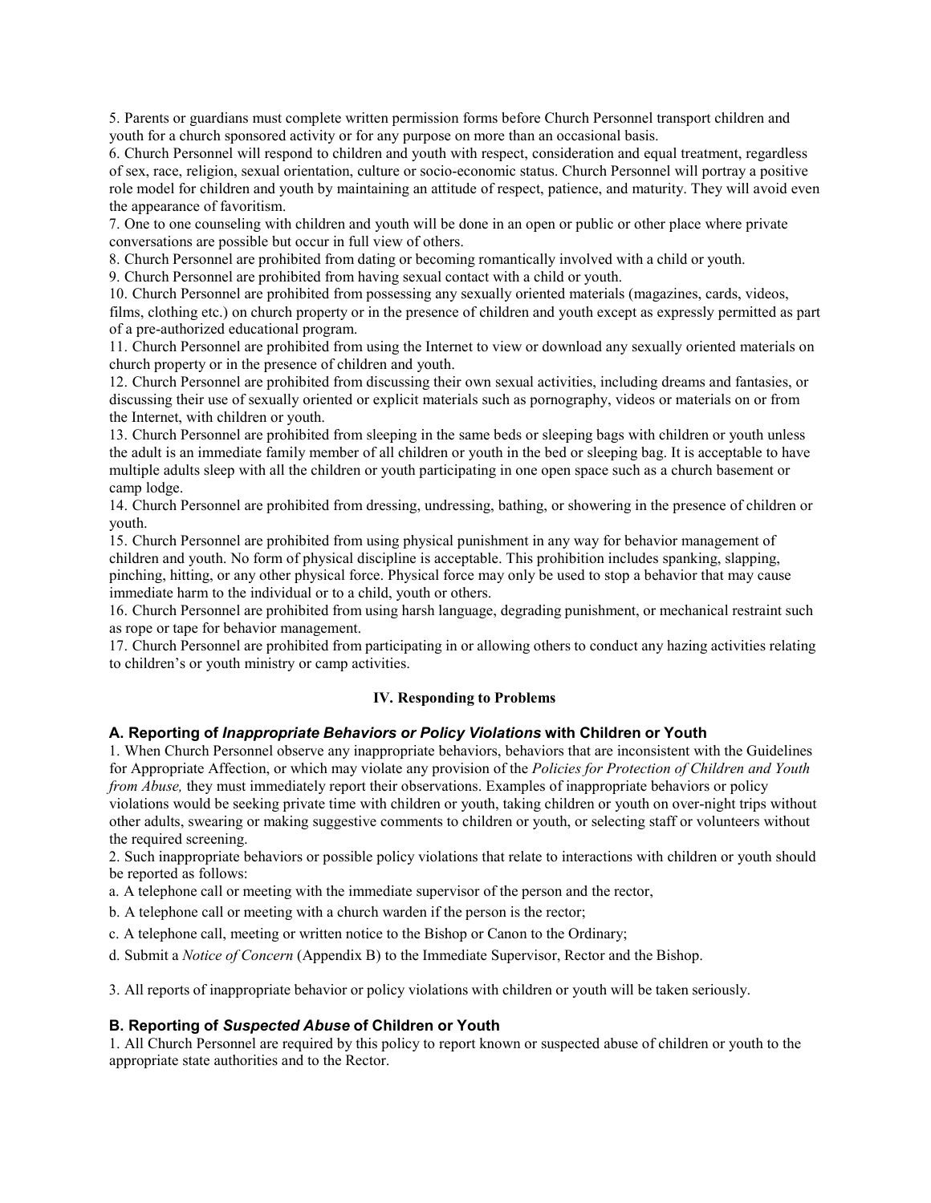5. Parents or guardians must complete written permission forms before Church Personnel transport children and youth for a church sponsored activity or for any purpose on more than an occasional basis.
6. Church Personnel will respond to children and youth with respect, consideration and equal treatment, regardless of sex, race, religion, sexual orientation, culture or socio-economic status. Church Personnel will portray a positive role model for children and youth by maintaining an attitude of respect, patience, and maturity. They will avoid even the appearance of favoritism.
7. One to one counseling with children and youth will be done in an open or public or other place where private conversations are possible but occur in full view of others.
8. Church Personnel are prohibited from dating or becoming romantically involved with a child or youth.
9. Church Personnel are prohibited from having sexual contact with a child or youth.
10. Church Personnel are prohibited from possessing any sexually oriented materials (magazines, cards, videos, films, clothing etc.) on church property or in the presence of children and youth except as expressly permitted as part of a pre-authorized educational program.
11. Church Personnel are prohibited from using the Internet to view or download any sexually oriented materials on church property or in the presence of children and youth.
12. Church Personnel are prohibited from discussing their own sexual activities, including dreams and fantasies, or discussing their use of sexually oriented or explicit materials such as pornography, videos or materials on or from the Internet, with children or youth.
13. Church Personnel are prohibited from sleeping in the same beds or sleeping bags with children or youth unless the adult is an immediate family member of all children or youth in the bed or sleeping bag. It is acceptable to have multiple adults sleep with all the children or youth participating in one open space such as a church basement or camp lodge.
14. Church Personnel are prohibited from dressing, undressing, bathing, or showering in the presence of children or youth.
15. Church Personnel are prohibited from using physical punishment in any way for behavior management of children and youth. No form of physical discipline is acceptable. This prohibition includes spanking, slapping, pinching, hitting, or any other physical force. Physical force may only be used to stop a behavior that may cause immediate harm to the individual or to a child, youth or others.
16. Church Personnel are prohibited from using harsh language, degrading punishment, or mechanical restraint such as rope or tape for behavior management.
17. Church Personnel are prohibited from participating in or allowing others to conduct any hazing activities relating to children's or youth ministry or camp activities.

## IV. Responding to Problems

### A. Reporting of *Inappropriate Behaviors or Policy Violations* with Children or Youth

1. When Church Personnel observe any inappropriate behaviors, behaviors that are inconsistent with the Guidelines for Appropriate Affection, or which may violate any provision of the *Policies for Protection of Children and Youth from Abuse,* they must immediately report their observations. Examples of inappropriate behaviors or policy violations would be seeking private time with children or youth, taking children or youth on over-night trips without other adults, swearing or making suggestive comments to children or youth, or selecting staff or volunteers without the required screening.
2. Such inappropriate behaviors or possible policy violations that relate to interactions with children or youth should be reported as follows:

a. A telephone call or meeting with the immediate supervisor of the person and the rector,

b. A telephone call or meeting with a church warden if the person is the rector;

c. A telephone call, meeting or written notice to the Bishop or Canon to the Ordinary;

d. Submit a *Notice of Concern* (Appendix B) to the Immediate Supervisor, Rector and the Bishop.

3. All reports of inappropriate behavior or policy violations with children or youth will be taken seriously.

### B. Reporting of *Suspected Abuse* of Children or Youth

1. All Church Personnel are required by this policy to report known or suspected abuse of children or youth to the appropriate state authorities and to the Rector.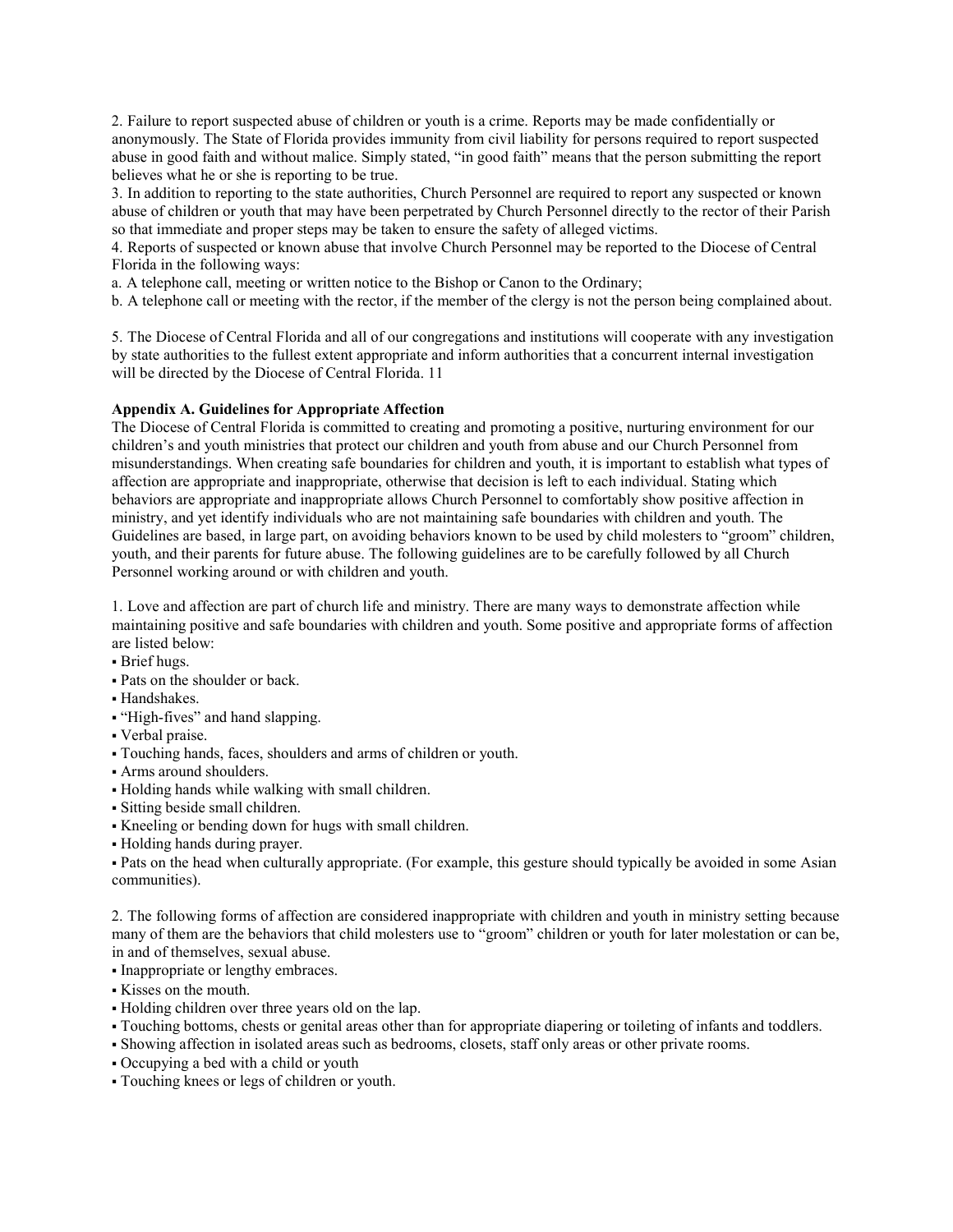2. Failure to report suspected abuse of children or youth is a crime. Reports may be made confidentially or anonymously. The State of Florida provides immunity from civil liability for persons required to report suspected abuse in good faith and without malice. Simply stated, "in good faith" means that the person submitting the report believes what he or she is reporting to be true.

3. In addition to reporting to the state authorities, Church Personnel are required to report any suspected or known abuse of children or youth that may have been perpetrated by Church Personnel directly to the rector of their Parish so that immediate and proper steps may be taken to ensure the safety of alleged victims.

4. Reports of suspected or known abuse that involve Church Personnel may be reported to the Diocese of Central Florida in the following ways:

a. A telephone call, meeting or written notice to the Bishop or Canon to the Ordinary;

b. A telephone call or meeting with the rector, if the member of the clergy is not the person being complained about.

5. The Diocese of Central Florida and all of our congregations and institutions will cooperate with any investigation by state authorities to the fullest extent appropriate and inform authorities that a concurrent internal investigation will be directed by the Diocese of Central Florida. 11

**Appendix A. Guidelines for Appropriate Affection**

The Diocese of Central Florida is committed to creating and promoting a positive, nurturing environment for our children's and youth ministries that protect our children and youth from abuse and our Church Personnel from misunderstandings. When creating safe boundaries for children and youth, it is important to establish what types of affection are appropriate and inappropriate, otherwise that decision is left to each individual. Stating which behaviors are appropriate and inappropriate allows Church Personnel to comfortably show positive affection in ministry, and yet identify individuals who are not maintaining safe boundaries with children and youth. The Guidelines are based, in large part, on avoiding behaviors known to be used by child molesters to "groom" children, youth, and their parents for future abuse. The following guidelines are to be carefully followed by all Church Personnel working around or with children and youth.

1. Love and affection are part of church life and ministry. There are many ways to demonstrate affection while maintaining positive and safe boundaries with children and youth. Some positive and appropriate forms of affection are listed below:

- Brief hugs.
- Pats on the shoulder or back.
- Handshakes.
- "High-fives" and hand slapping.
- Verbal praise.
- Touching hands, faces, shoulders and arms of children or youth.
- Arms around shoulders.
- Holding hands while walking with small children.
- Sitting beside small children.
- Kneeling or bending down for hugs with small children.
- Holding hands during prayer.
- Pats on the head when culturally appropriate. (For example, this gesture should typically be avoided in some Asian communities).

2. The following forms of affection are considered inappropriate with children and youth in ministry setting because many of them are the behaviors that child molesters use to "groom" children or youth for later molestation or can be, in and of themselves, sexual abuse.

- Inappropriate or lengthy embraces.
- Kisses on the mouth.
- Holding children over three years old on the lap.
- Touching bottoms, chests or genital areas other than for appropriate diapering or toileting of infants and toddlers.
- Showing affection in isolated areas such as bedrooms, closets, staff only areas or other private rooms.
- Occupying a bed with a child or youth
- Touching knees or legs of children or youth.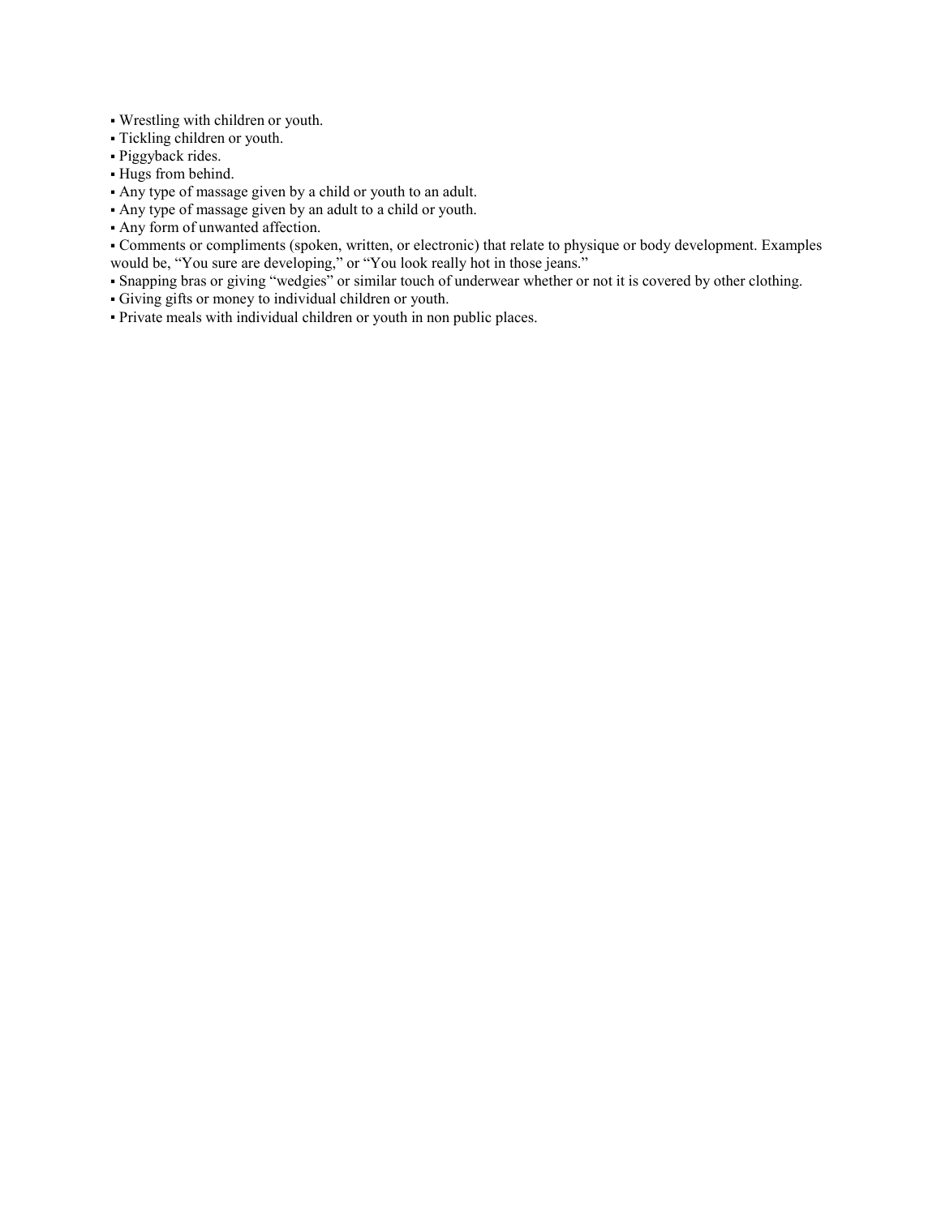- Wrestling with children or youth.
- Tickling children or youth.
- Piggyback rides.
- Hugs from behind.
- Any type of massage given by a child or youth to an adult.
- Any type of massage given by an adult to a child or youth.
- Any form of unwanted affection.
- Comments or compliments (spoken, written, or electronic) that relate to physique or body development. Examples would be, "You sure are developing," or "You look really hot in those jeans."
- Snapping bras or giving "wedgies" or similar touch of underwear whether or not it is covered by other clothing.
- Giving gifts or money to individual children or youth.
- Private meals with individual children or youth in non public places.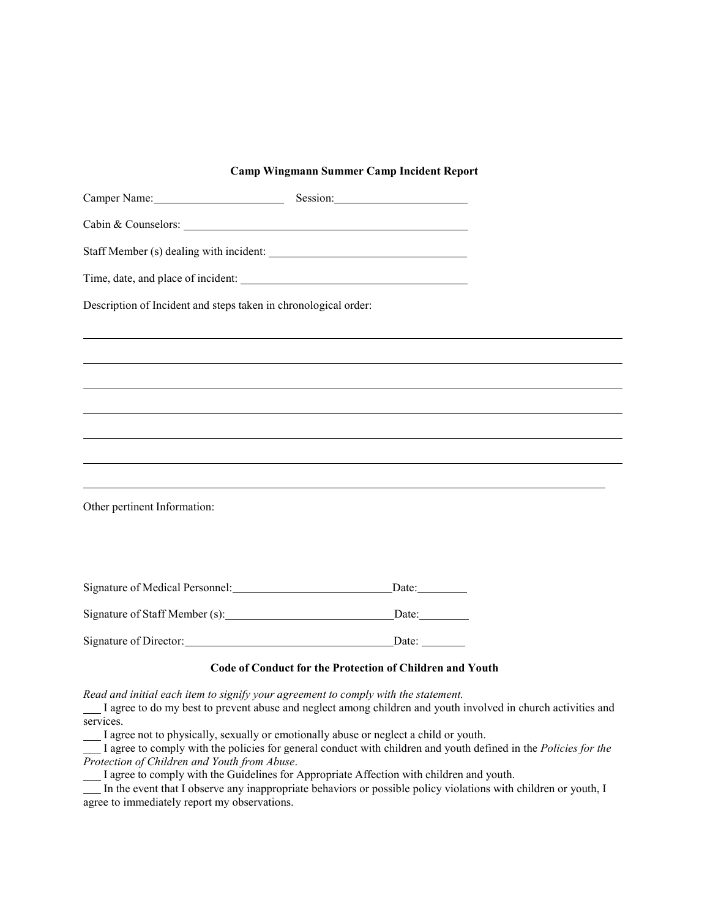**Camp Wingmann Summer Camp Incident Report**

Camper Name:______________________ Session:______________________

Cabin & Counselors: ______________________________________________

Staff Member (s) dealing with incident: ________________________________

Time, date, and place of incident: ____________________________________

Description of Incident and steps taken in chronological order:

_____________________________________________________________________________________

_____________________________________________________________________________________

_____________________________________________________________________________________

_____________________________________________________________________________________

_____________________________________________________________________________________

_____________________________________________________________________________________

_____________________________________________________________________________________

Other pertinent Information:

Signature of Medical Personnel:__________________________Date:________

Signature of Staff Member (s):___________________________Date:________

Signature of Director:__________________________________Date: _______

**Code of Conduct for the Protection of Children and Youth**

*Read and initial each item to signify your agreement to comply with the statement.*

___ I agree to do my best to prevent abuse and neglect among children and youth involved in church activities and services.

___ I agree not to physically, sexually or emotionally abuse or neglect a child or youth.

___ I agree to comply with the policies for general conduct with children and youth defined in the *Policies for the Protection of Children and Youth from Abuse*.

___ I agree to comply with the Guidelines for Appropriate Affection with children and youth.

___ In the event that I observe any inappropriate behaviors or possible policy violations with children or youth, I agree to immediately report my observations.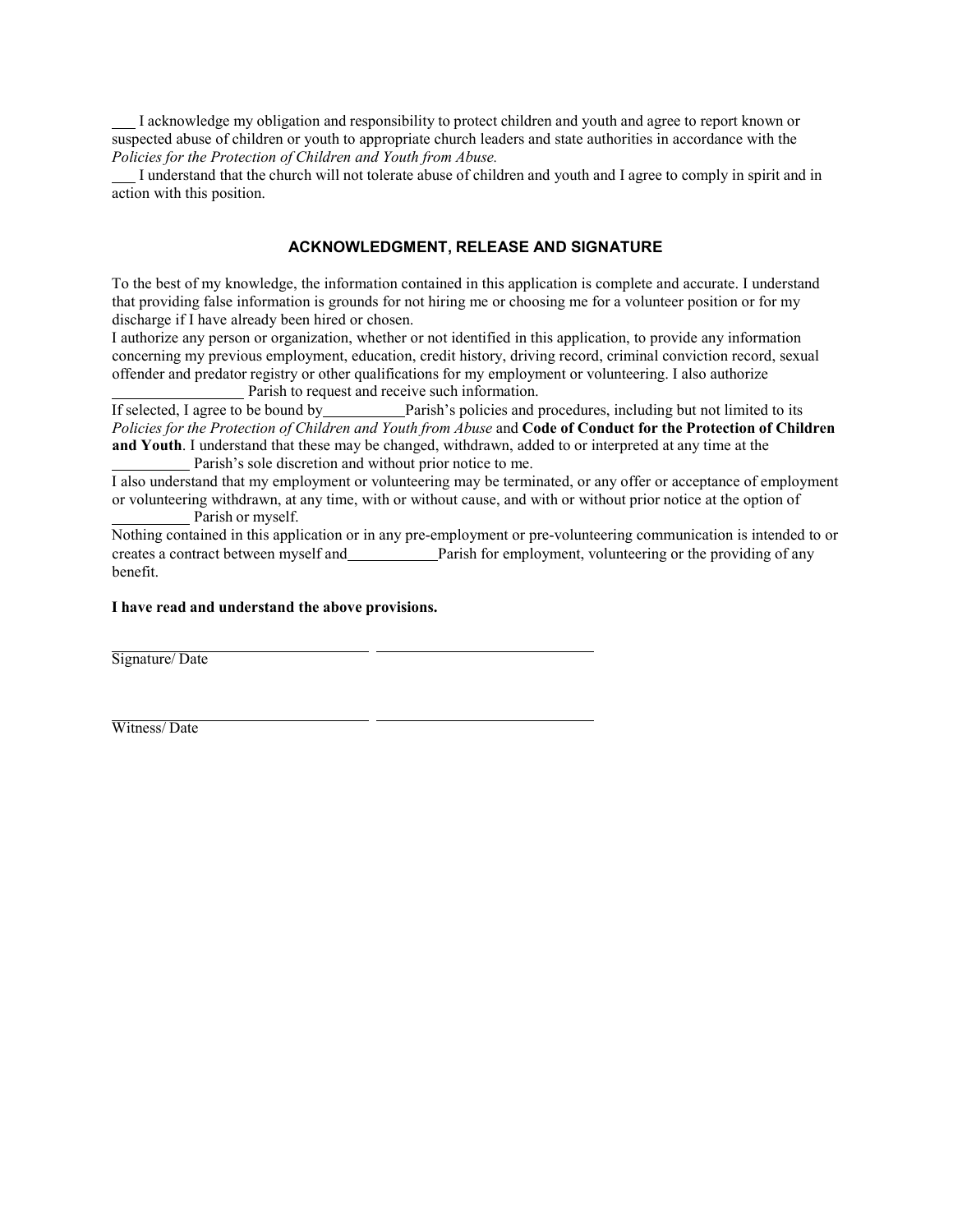___ I acknowledge my obligation and responsibility to protect children and youth and agree to report known or suspected abuse of children or youth to appropriate church leaders and state authorities in accordance with the *Policies for the Protection of Children and Youth from Abuse.*

___ I understand that the church will not tolerate abuse of children and youth and I agree to comply in spirit and in action with this position.

### ACKNOWLEDGMENT, RELEASE AND SIGNATURE

To the best of my knowledge, the information contained in this application is complete and accurate. I understand that providing false information is grounds for not hiring me or choosing me for a volunteer position or for my discharge if I have already been hired or chosen.

I authorize any person or organization, whether or not identified in this application, to provide any information concerning my previous employment, education, credit history, driving record, criminal conviction record, sexual offender and predator registry or other qualifications for my employment or volunteering. I also authorize ________________ Parish to request and receive such information.

If selected, I agree to be bound by__________Parish's policies and procedures, including but not limited to its *Policies for the Protection of Children and Youth from Abuse* and **Code of Conduct for the Protection of Children and Youth**. I understand that these may be changed, withdrawn, added to or interpreted at any time at the __________ Parish's sole discretion and without prior notice to me.

I also understand that my employment or volunteering may be terminated, or any offer or acceptance of employment or volunteering withdrawn, at any time, with or without cause, and with or without prior notice at the option of __________ Parish or myself.

Nothing contained in this application or in any pre-employment or pre-volunteering communication is intended to or creates a contract between myself and___________Parish for employment, volunteering or the providing of any benefit.

**I have read and understand the above provisions.**

______________________________ ______________________________

Signature/ Date

______________________________ ______________________________

Witness/ Date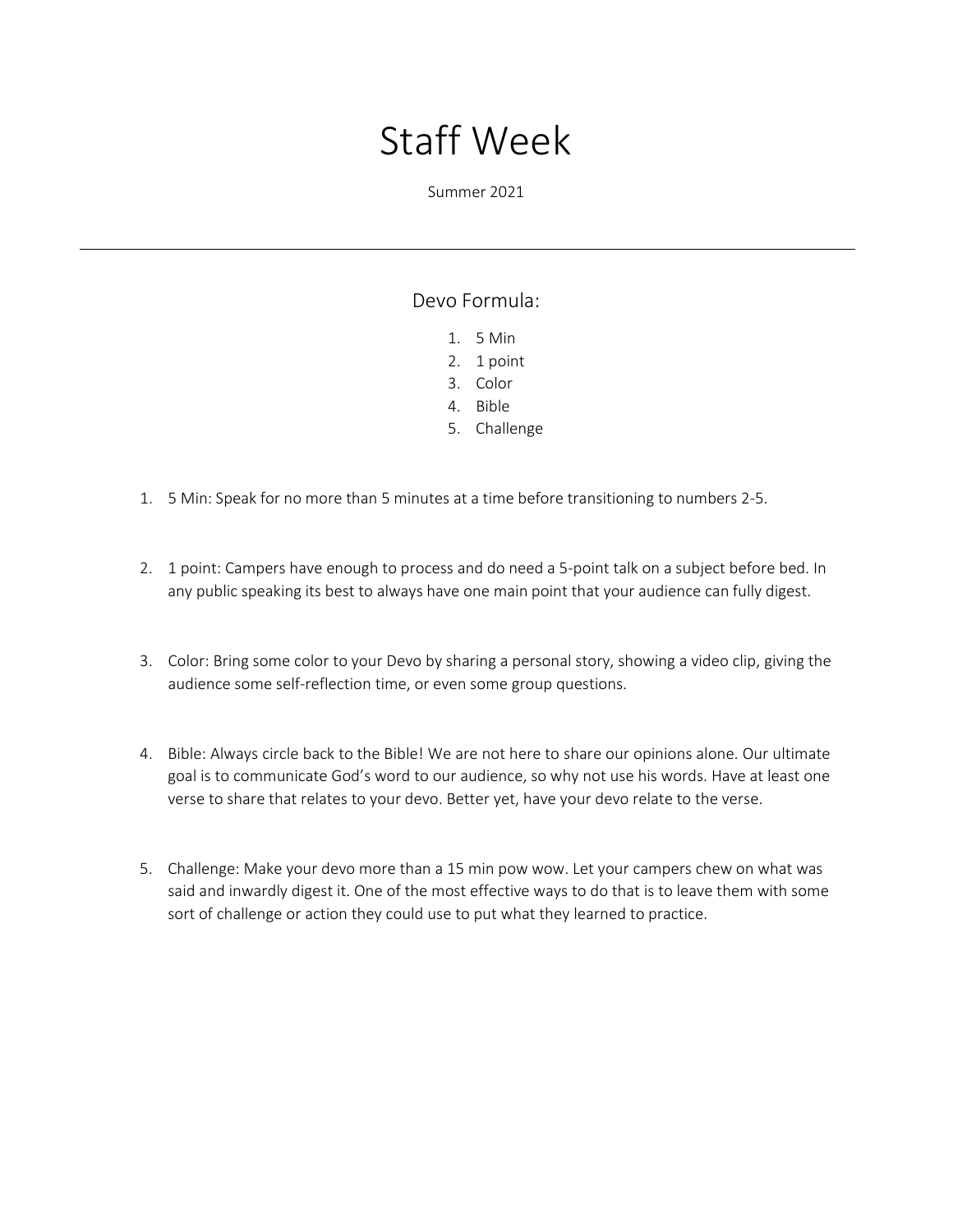# Staff Week

Summer 2021

---

## Devo Formula:

1. 5 Min
2. 1 point
3. Color
4. Bible
5. Challenge

1. 5 Min: Speak for no more than 5 minutes at a time before transitioning to numbers 2-5.

2. 1 point: Campers have enough to process and do need a 5-point talk on a subject before bed. In any public speaking its best to always have one main point that your audience can fully digest.

3. Color: Bring some color to your Devo by sharing a personal story, showing a video clip, giving the audience some self-reflection time, or even some group questions.

4. Bible: Always circle back to the Bible! We are not here to share our opinions alone. Our ultimate goal is to communicate God's word to our audience, so why not use his words. Have at least one verse to share that relates to your devo. Better yet, have your devo relate to the verse.

5. Challenge: Make your devo more than a 15 min pow wow. Let your campers chew on what was said and inwardly digest it. One of the most effective ways to do that is to leave them with some sort of challenge or action they could use to put what they learned to practice.